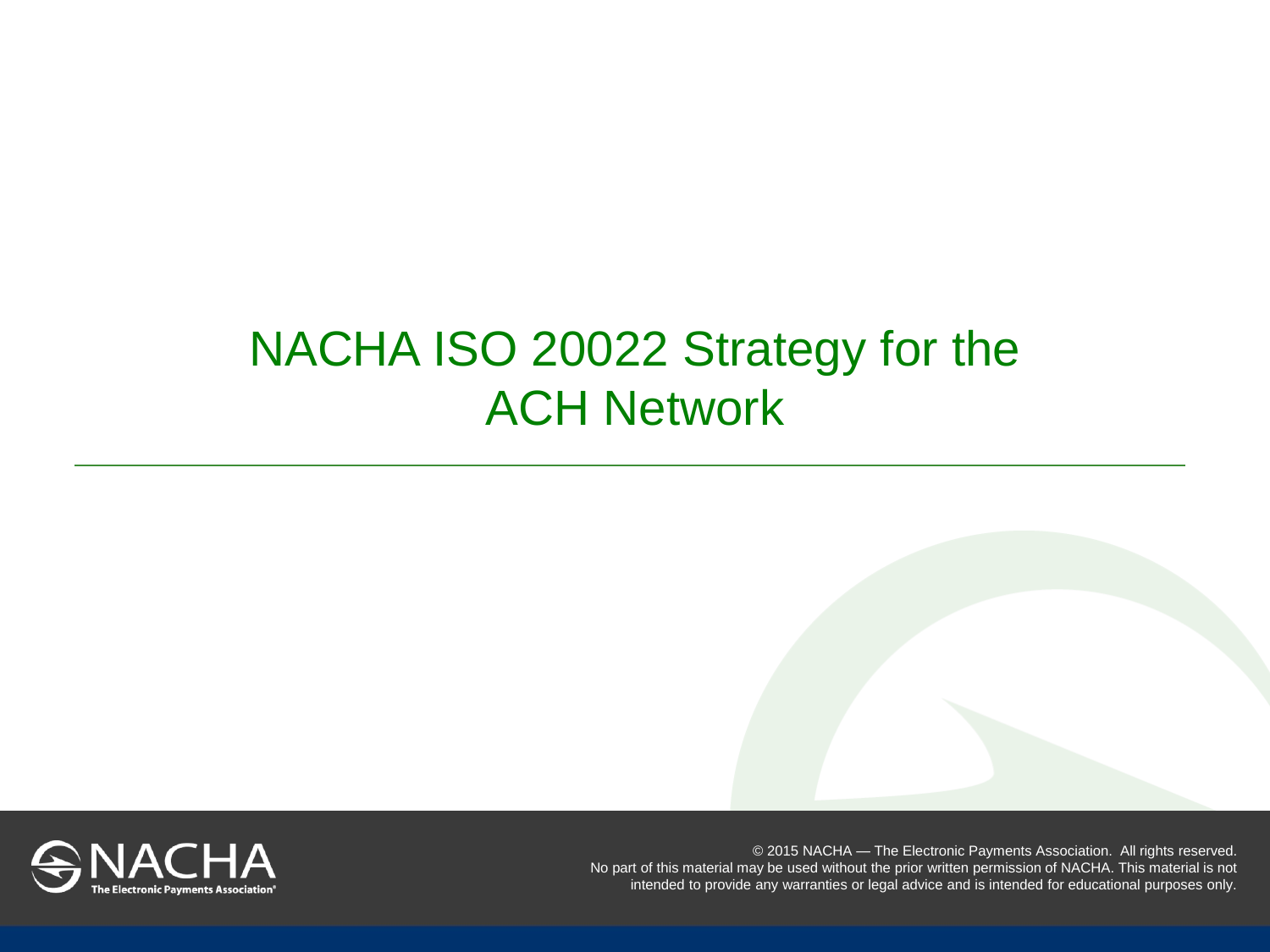# NACHA ISO 20022 Strategy for the ACH Network

© 2015 NACHA — The Electronic Payments Association. All rights reserved. No part of this material may be used without the prior written permission of NACHA. This material is not intended to provide any warranties or legal advice and is intended for educational purposes only.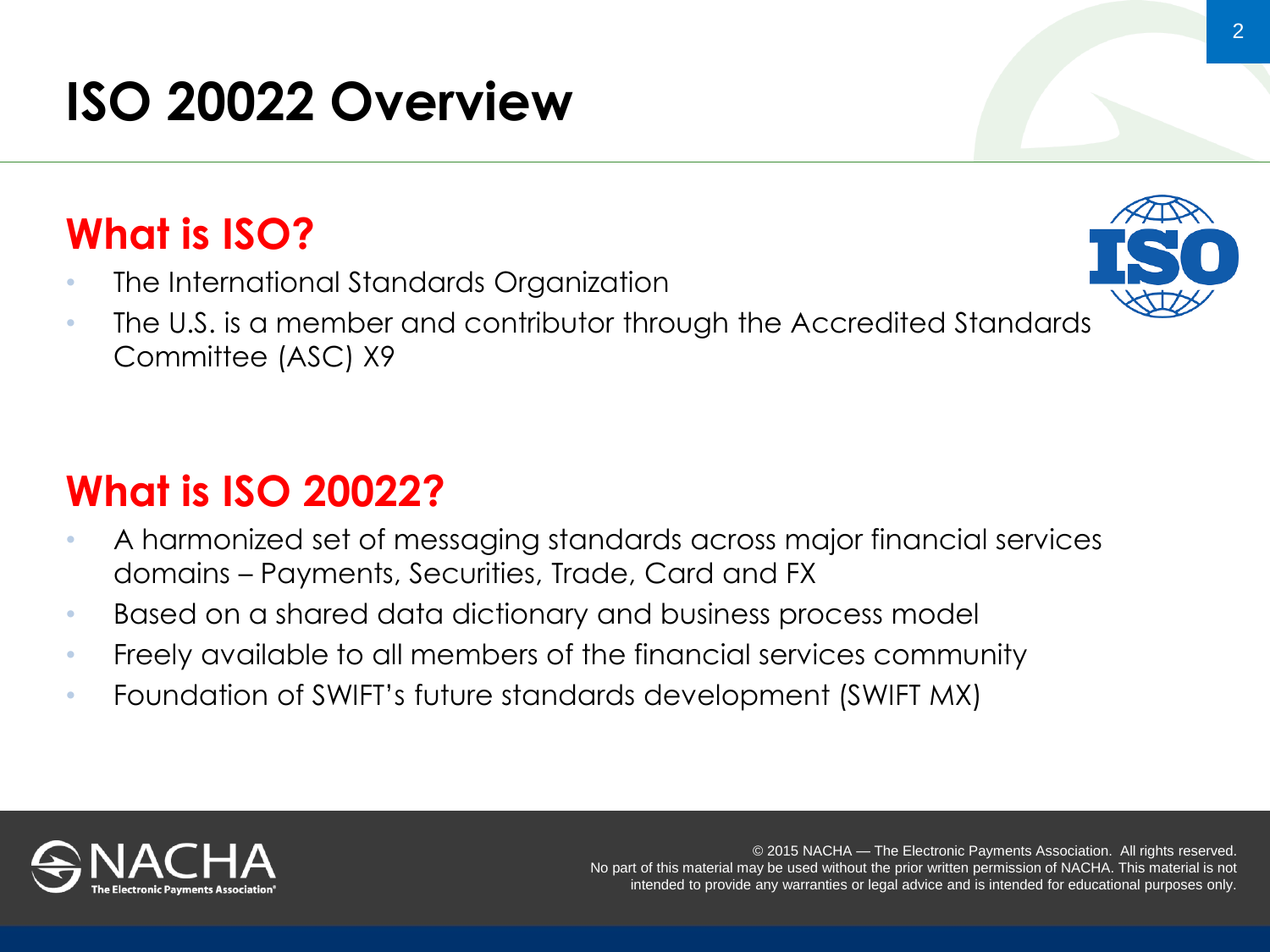# ISO 20022 Overview

## What is ISO?

- The International Standards Organization
- The U.S. is a member and contributor through the Accredited Standards Committee (ASC) X9

## What is ISO 20022?

- A harmonized set of messaging standards across major financial services domains – Payments, Securities, Trade, Card and FX
- Based on a shared data dictionary and business process model
- Freely available to all members of the financial services community
- Foundation of SWIFT's future standards development (SWIFT MX)

© 2015 NACHA — The Electronic Payments Association. All rights reserved. No part of this material may be used without the prior written permission of NACHA. This material is not intended to provide any warranties or legal advice and is intended for educational purposes only.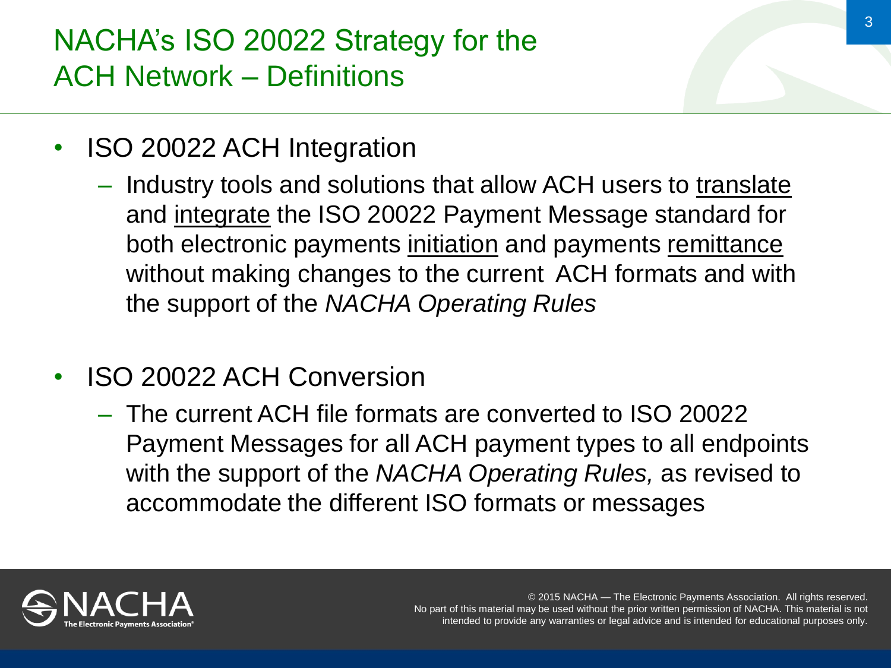# NACHA's ISO 20022 Strategy for the ACH Network – Definitions

- ISO 20022 ACH Integration
  - Industry tools and solutions that allow ACH users to <u>translate</u> and <u>integrate</u> the ISO 20022 Payment Message standard for both electronic payments <u>initiation</u> and payments <u>remittance</u> without making changes to the current ACH formats and with the support of the *NACHA Operating Rules*

- ISO 20022 ACH Conversion
  - The current ACH file formats are converted to ISO 20022 Payment Messages for all ACH payment types to all endpoints with the support of the *NACHA Operating Rules,* as revised to accommodate the different ISO formats or messages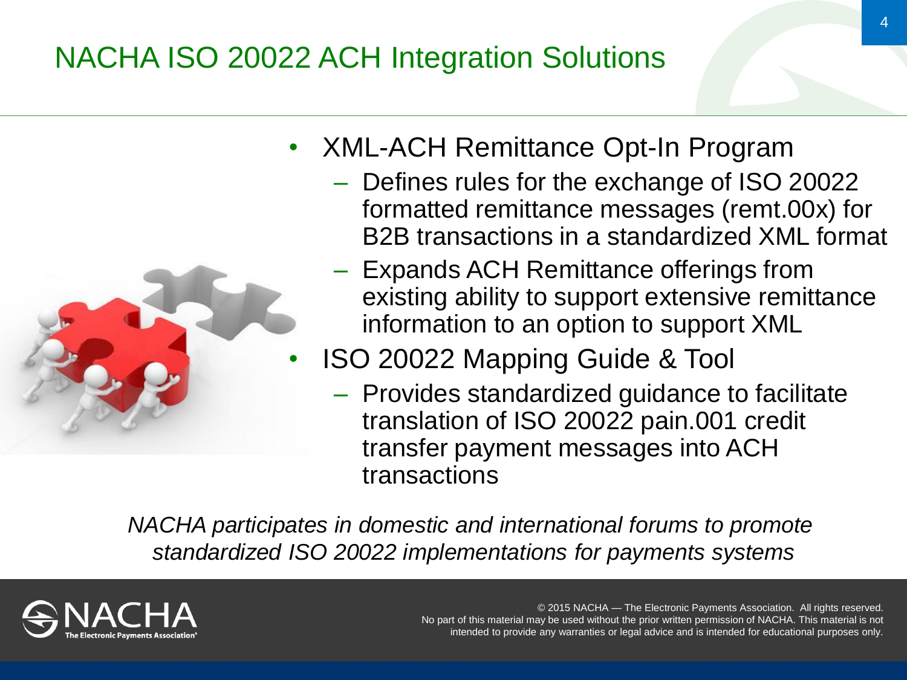# NACHA ISO 20022 ACH Integration Solutions

- XML-ACH Remittance Opt-In Program
  - Defines rules for the exchange of ISO 20022 formatted remittance messages (remt.00x) for B2B transactions in a standardized XML format
  - Expands ACH Remittance offerings from existing ability to support extensive remittance information to an option to support XML
- ISO 20022 Mapping Guide & Tool
  - Provides standardized guidance to facilitate translation of ISO 20022 pain.001 credit transfer payment messages into ACH transactions

*NACHA participates in domestic and international forums to promote standardized ISO 20022 implementations for payments systems*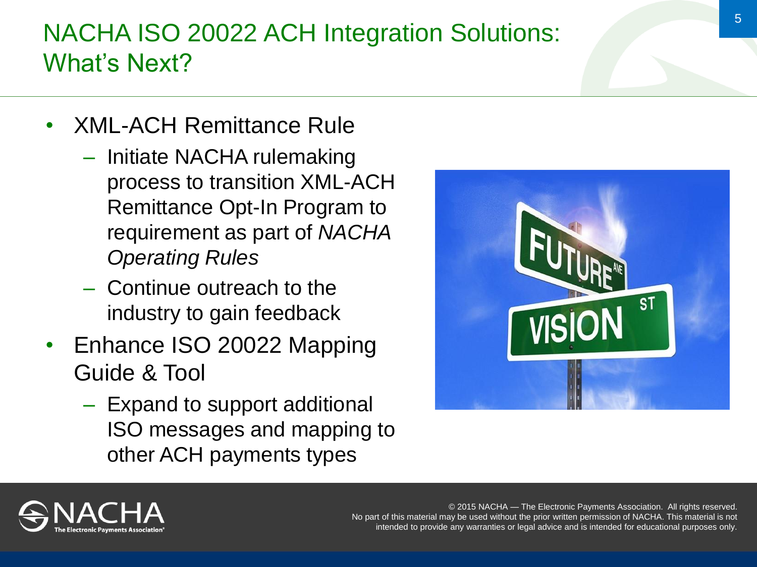# NACHA ISO 20022 ACH Integration Solutions: What's Next?

- XML-ACH Remittance Rule
  - Initiate NACHA rulemaking process to transition XML-ACH Remittance Opt-In Program to requirement as part of *NACHA Operating Rules*
  - Continue outreach to the industry to gain feedback
- Enhance ISO 20022 Mapping Guide & Tool
  - Expand to support additional ISO messages and mapping to other ACH payments types

© 2015 NACHA — The Electronic Payments Association. All rights reserved. No part of this material may be used without the prior written permission of NACHA. This material is not intended to provide any warranties or legal advice and is intended for educational purposes only.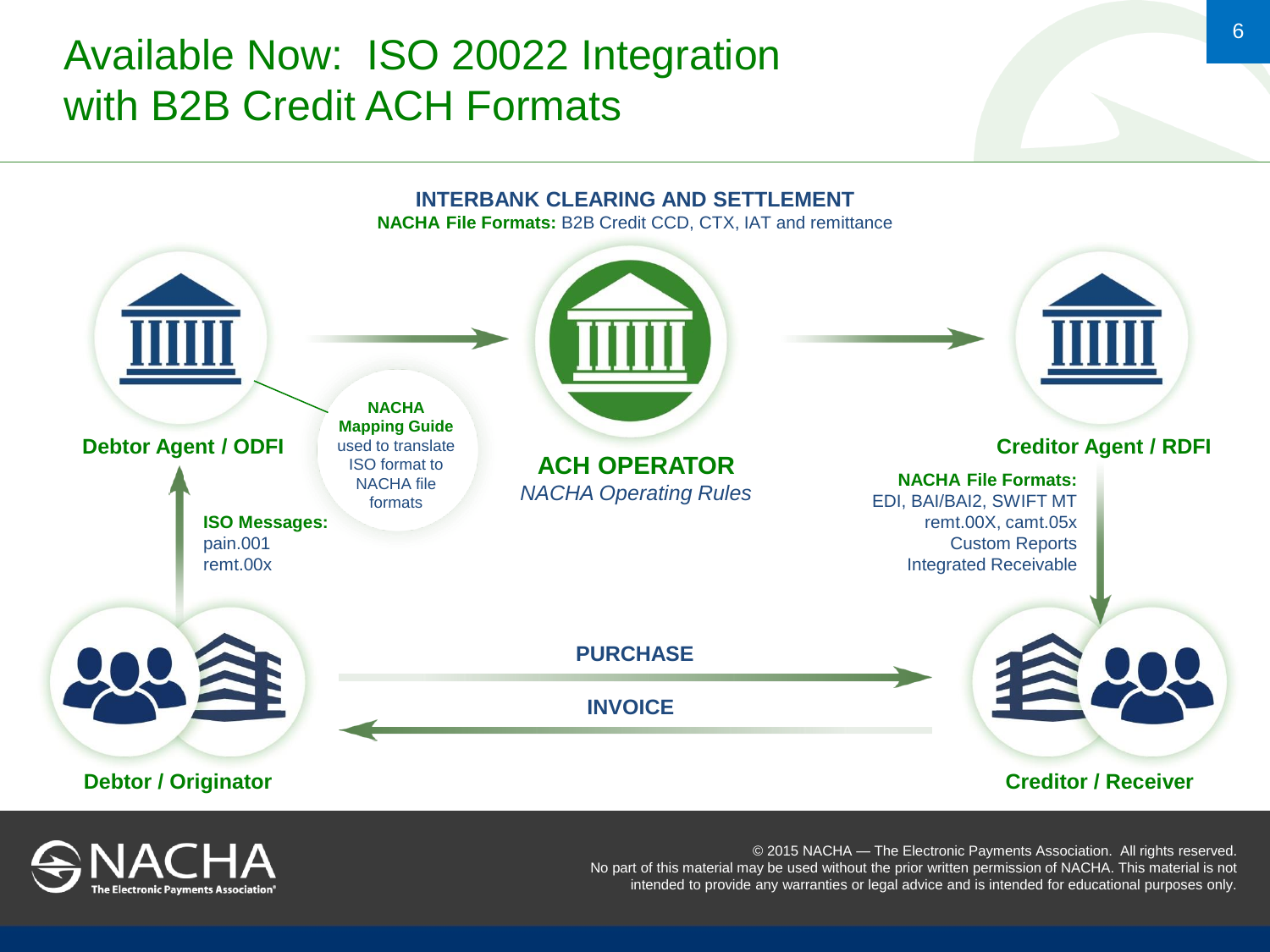# Available Now: ISO 20022 Integration with B2B Credit ACH Formats

**INTERBANK CLEARING AND SETTLEMENT**

**NACHA File Formats:** B2B Credit CCD, CTX, IAT and remittance

**Debtor Agent / ODFI**

**NACHA Mapping Guide** used to translate ISO format to NACHA file formats

**ACH OPERATOR**

*NACHA Operating Rules*

**Creditor Agent / RDFI**

**ISO Messages:**
pain.001
remt.00x

**NACHA File Formats:**
EDI, BAI/BAI2, SWIFT MT
remt.00X, camt.05x
Custom Reports
Integrated Receivable

**PURCHASE**

**INVOICE**

**Debtor / Originator**

**Creditor / Receiver**

© 2015 NACHA — The Electronic Payments Association. All rights reserved.
No part of this material may be used without the prior written permission of NACHA. This material is not intended to provide any warranties or legal advice and is intended for educational purposes only.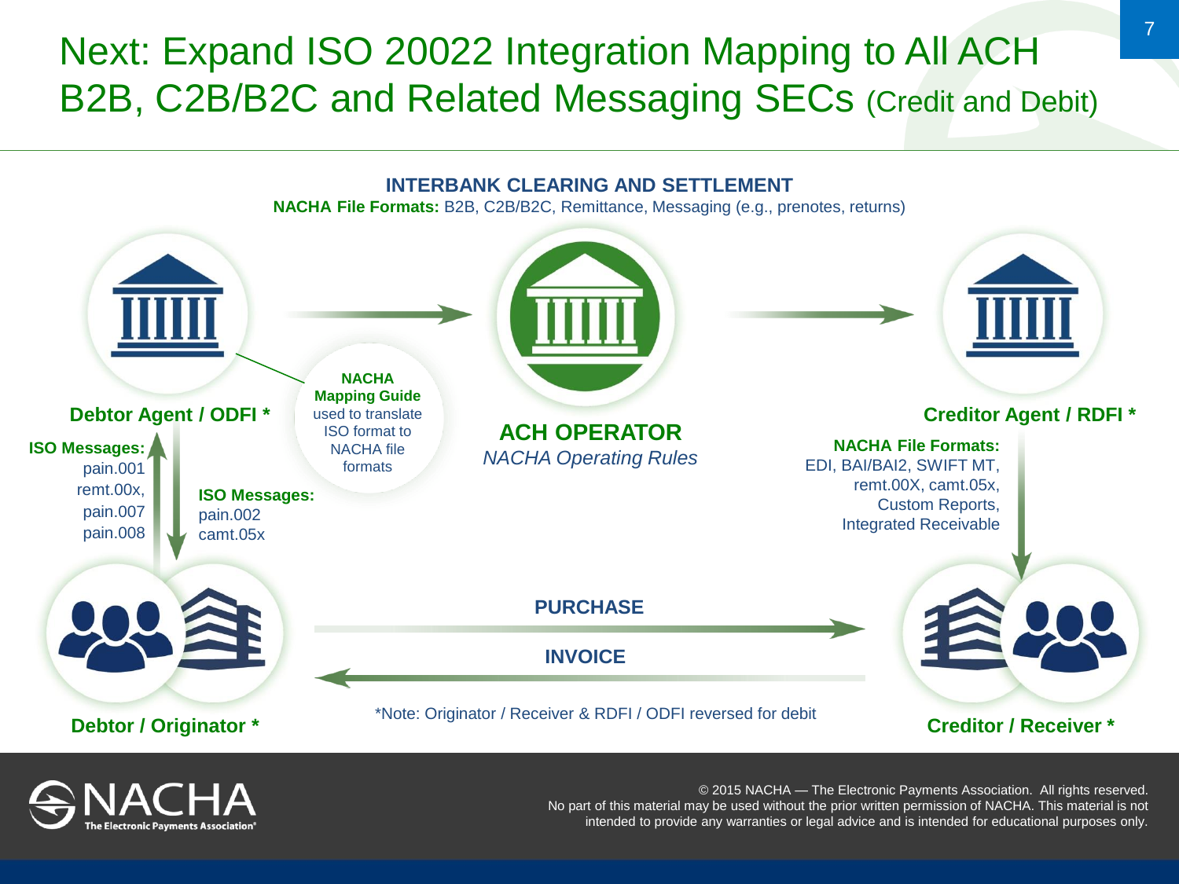# Next: Expand ISO 20022 Integration Mapping to All ACH B2B, C2B/B2C and Related Messaging SECs (Credit and Debit)

**INTERBANK CLEARING AND SETTLEMENT**

**NACHA File Formats:** B2B, C2B/B2C, Remittance, Messaging (e.g., prenotes, returns)

**Debtor Agent / ODFI ***

**NACHA Mapping Guide** used to translate ISO format to NACHA file formats

**ACH OPERATOR**

*NACHA Operating Rules*

**Creditor Agent / RDFI ***

**ISO Messages:**
pain.001,
remt.00x,
pain.007
pain.008

**ISO Messages:**
pain.002
camt.05x

**NACHA File Formats:**
EDI, BAI/BAI2, SWIFT MT,
remt.00X, camt.05x,
Custom Reports,
Integrated Receivable

**PURCHASE**

**INVOICE**

**Debtor / Originator ***

*Note: Originator / Receiver & RDFI / ODFI reversed for debit

**Creditor / Receiver ***

© 2015 NACHA — The Electronic Payments Association. All rights reserved.
No part of this material may be used without the prior written permission of NACHA. This material is not intended to provide any warranties or legal advice and is intended for educational purposes only.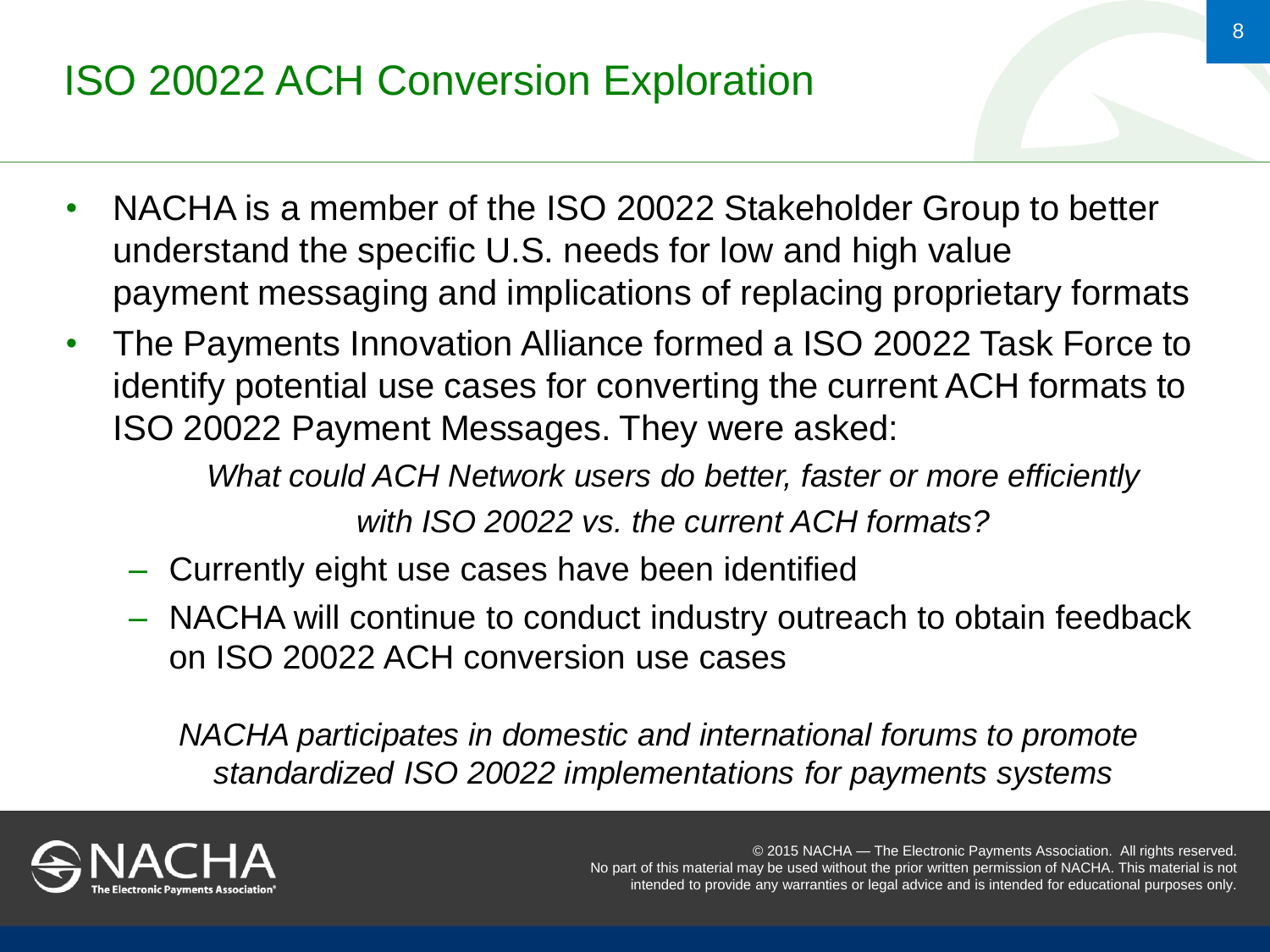# ISO 20022 ACH Conversion Exploration

- NACHA is a member of the ISO 20022 Stakeholder Group to better understand the specific U.S. needs for low and high value payment messaging and implications of replacing proprietary formats
- The Payments Innovation Alliance formed a ISO 20022 Task Force to identify potential use cases for converting the current ACH formats to ISO 20022 Payment Messages. They were asked:

  *What could ACH Network users do better, faster or more efficiently with ISO 20022 vs. the current ACH formats?*

  - Currently eight use cases have been identified
  - NACHA will continue to conduct industry outreach to obtain feedback on ISO 20022 ACH conversion use cases

*NACHA participates in domestic and international forums to promote standardized ISO 20022 implementations for payments systems*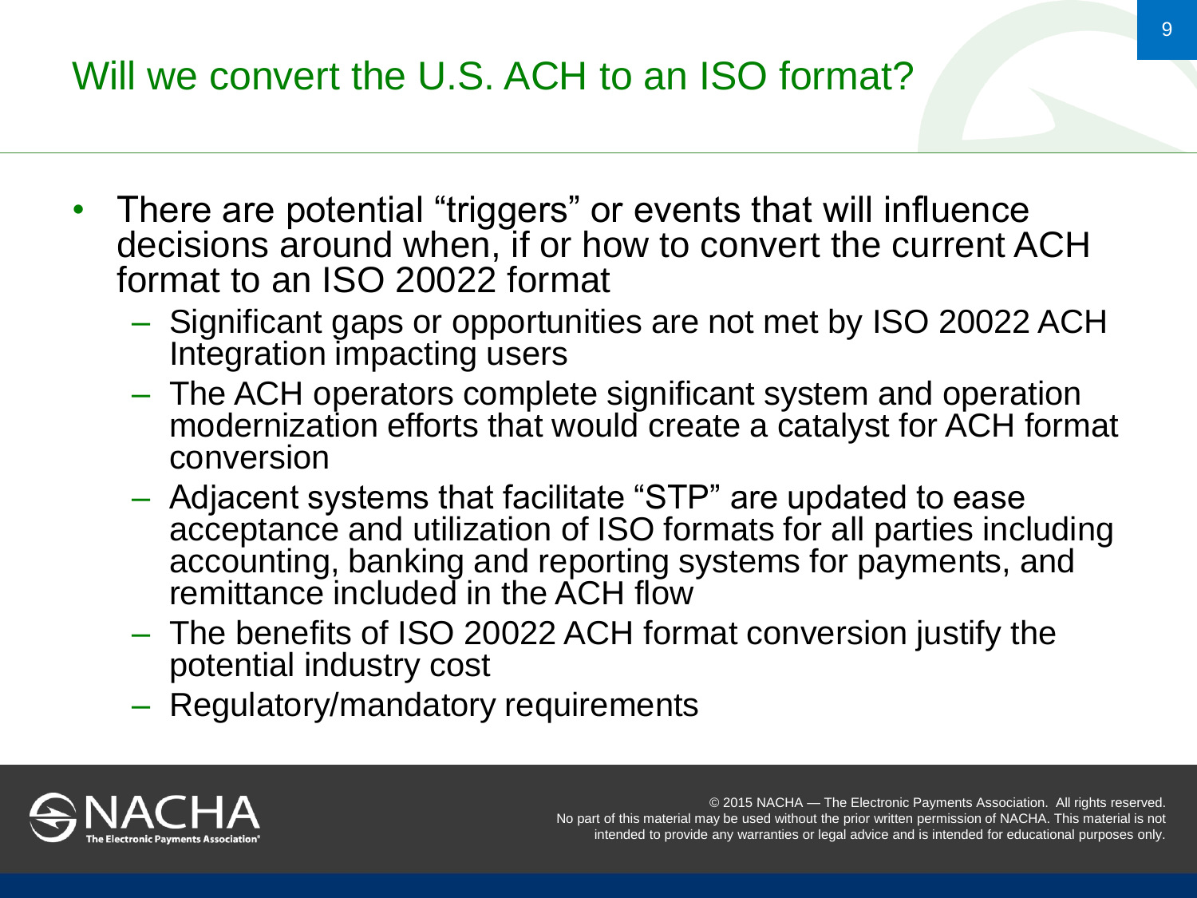# Will we convert the U.S. ACH to an ISO format?

- There are potential "triggers" or events that will influence decisions around when, if or how to convert the current ACH format to an ISO 20022 format
  - Significant gaps or opportunities are not met by ISO 20022 ACH Integration impacting users
  - The ACH operators complete significant system and operation modernization efforts that would create a catalyst for ACH format conversion
  - Adjacent systems that facilitate "STP" are updated to ease acceptance and utilization of ISO formats for all parties including accounting, banking and reporting systems for payments, and remittance included in the ACH flow
  - The benefits of ISO 20022 ACH format conversion justify the potential industry cost
  - Regulatory/mandatory requirements

© 2015 NACHA — The Electronic Payments Association. All rights reserved. No part of this material may be used without the prior written permission of NACHA. This material is not intended to provide any warranties or legal advice and is intended for educational purposes only.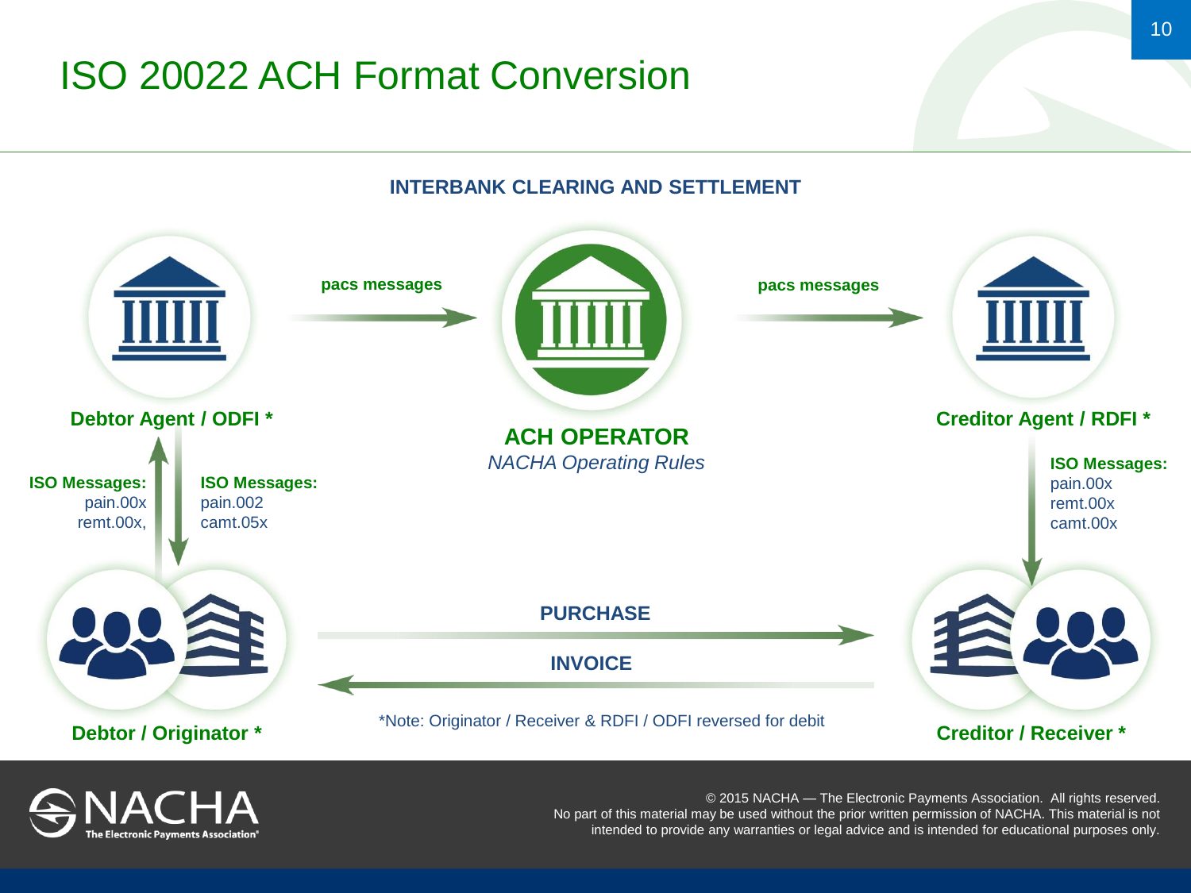# ISO 20022 ACH Format Conversion

**INTERBANK CLEARING AND SETTLEMENT**

**pacs messages**

**pacs messages**

**Debtor Agent / ODFI ***

**ACH OPERATOR**

*NACHA Operating Rules*

**Creditor Agent / RDFI ***

**ISO Messages:**
pain.00x
remt.00x,

**ISO Messages:**
pain.002
camt.05x

**ISO Messages:**
pain.00x
remt.00x
camt.00x

**PURCHASE**

**INVOICE**

**Debtor / Originator ***

*Note: Originator / Receiver & RDFI / ODFI reversed for debit

**Creditor / Receiver ***

© 2015 NACHA — The Electronic Payments Association. All rights reserved. No part of this material may be used without the prior written permission of NACHA. This material is not intended to provide any warranties or legal advice and is intended for educational purposes only.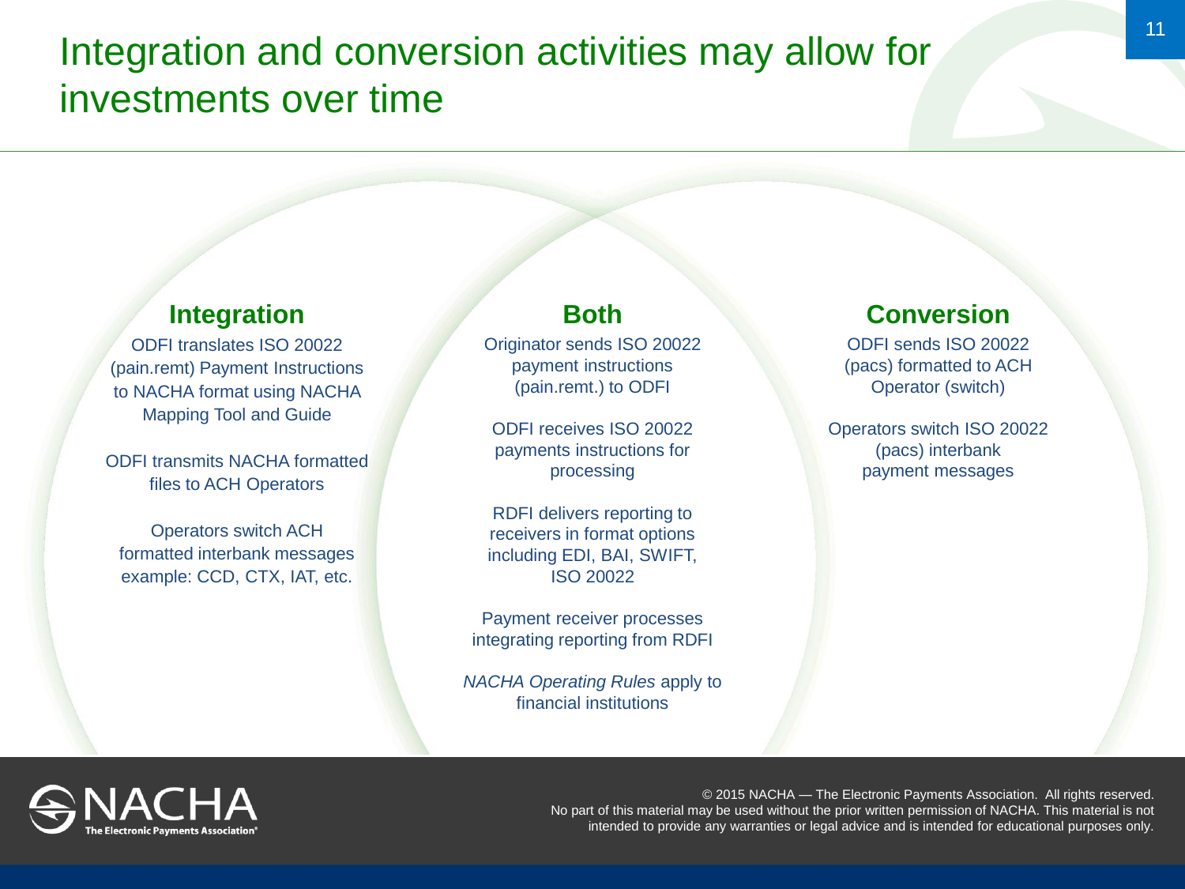# Integration and conversion activities may allow for investments over time

## Integration

ODFI translates ISO 20022 (pain.remt) Payment Instructions to NACHA format using NACHA Mapping Tool and Guide

ODFI transmits NACHA formatted files to ACH Operators

Operators switch ACH formatted interbank messages example: CCD, CTX, IAT, etc.

## Both

Originator sends ISO 20022 payment instructions (pain.remt.) to ODFI

ODFI receives ISO 20022 payments instructions for processing

RDFI delivers reporting to receivers in format options including EDI, BAI, SWIFT, ISO 20022

Payment receiver processes integrating reporting from RDFI

*NACHA Operating Rules* apply to financial institutions

## Conversion

ODFI sends ISO 20022 (pacs) formatted to ACH Operator (switch)

Operators switch ISO 20022 (pacs) interbank payment messages

© 2015 NACHA — The Electronic Payments Association. All rights reserved. No part of this material may be used without the prior written permission of NACHA. This material is not intended to provide any warranties or legal advice and is intended for educational purposes only.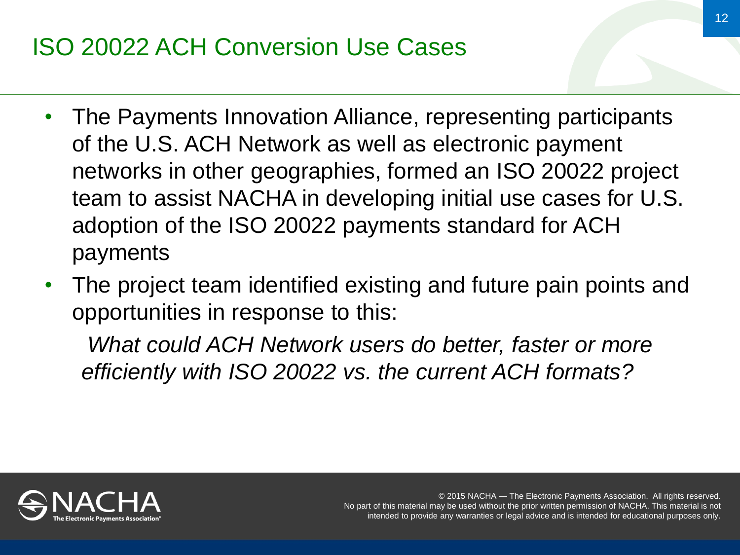# ISO 20022 ACH Conversion Use Cases

- The Payments Innovation Alliance, representing participants of the U.S. ACH Network as well as electronic payment networks in other geographies, formed an ISO 20022 project team to assist NACHA in developing initial use cases for U.S. adoption of the ISO 20022 payments standard for ACH payments
- The project team identified existing and future pain points and opportunities in response to this:

  *What could ACH Network users do better, faster or more efficiently with ISO 20022 vs. the current ACH formats?*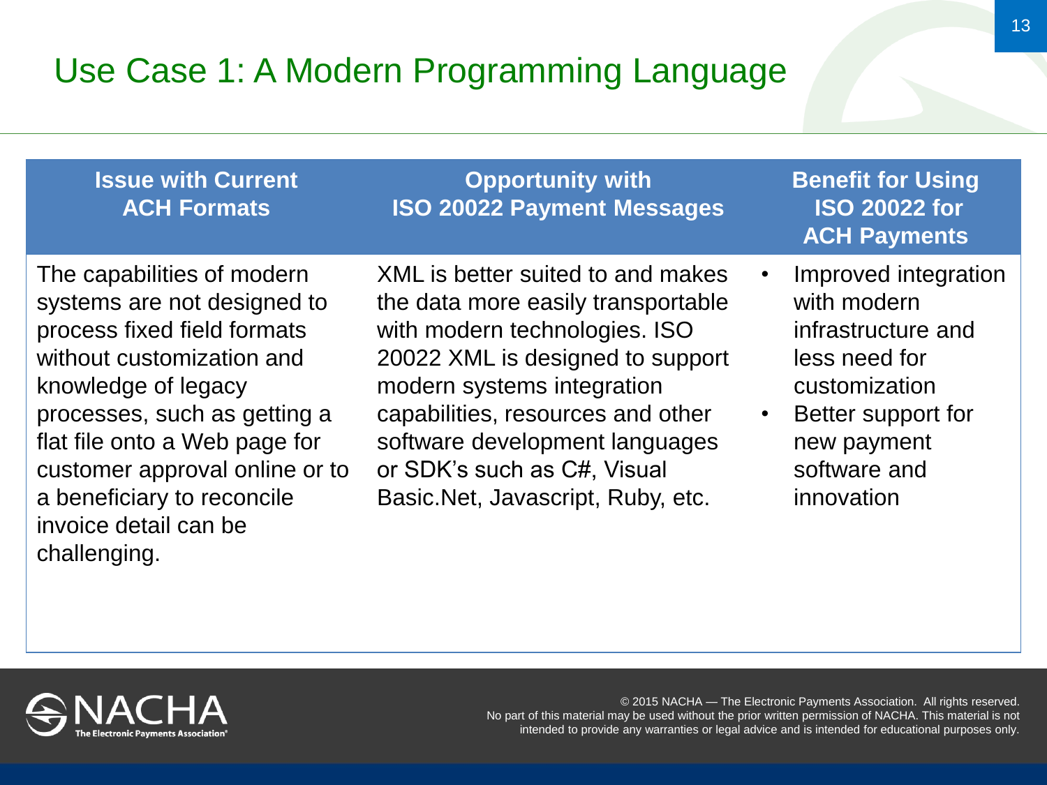# Use Case 1: A Modern Programming Language

| Issue with Current ACH Formats | Opportunity with ISO 20022 Payment Messages | Benefit for Using ISO 20022 for ACH Payments |
|---|---|---|
| The capabilities of modern systems are not designed to process fixed field formats without customization and knowledge of legacy processes, such as getting a flat file onto a Web page for customer approval online or to a beneficiary to reconcile invoice detail can be challenging. | XML is better suited to and makes the data more easily transportable with modern technologies. ISO 20022 XML is designed to support modern systems integration capabilities, resources and other software development languages or SDK's such as C#, Visual Basic.Net, Javascript, Ruby, etc. | • Improved integration with modern infrastructure and less need for customization<br>• Better support for new payment software and innovation |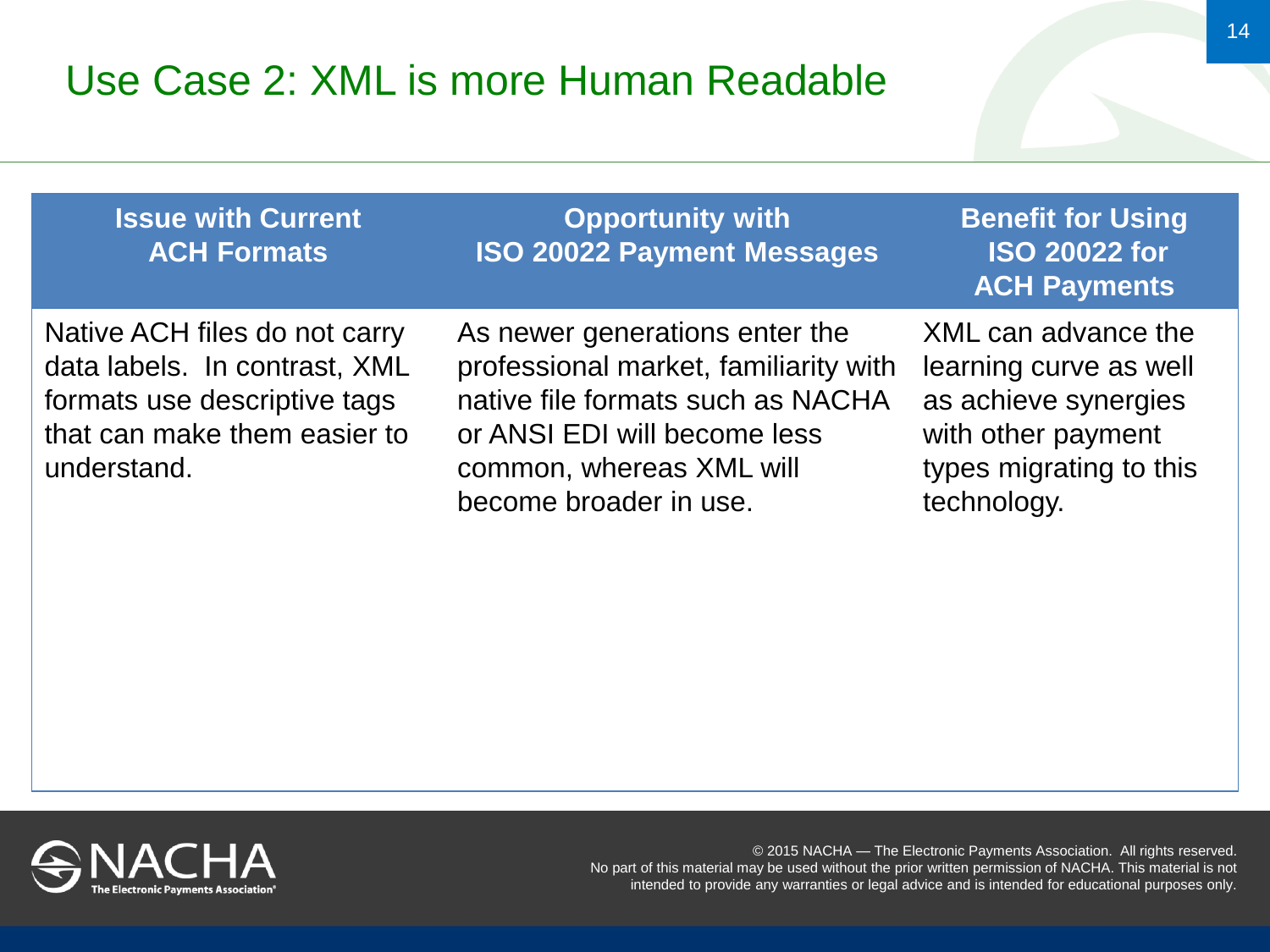# Use Case 2: XML is more Human Readable

| Issue with Current ACH Formats | Opportunity with ISO 20022 Payment Messages | Benefit for Using ISO 20022 for ACH Payments |
| --- | --- | --- |
| Native ACH files do not carry data labels.  In contrast, XML formats use descriptive tags that can make them easier to understand. | As newer generations enter the professional market, familiarity with native file formats such as NACHA or ANSI EDI will become less common, whereas XML will become broader in use. | XML can advance the learning curve as well as achieve synergies with other payment types migrating to this technology. |

© 2015 NACHA — The Electronic Payments Association. All rights reserved. No part of this material may be used without the prior written permission of NACHA. This material is not intended to provide any warranties or legal advice and is intended for educational purposes only.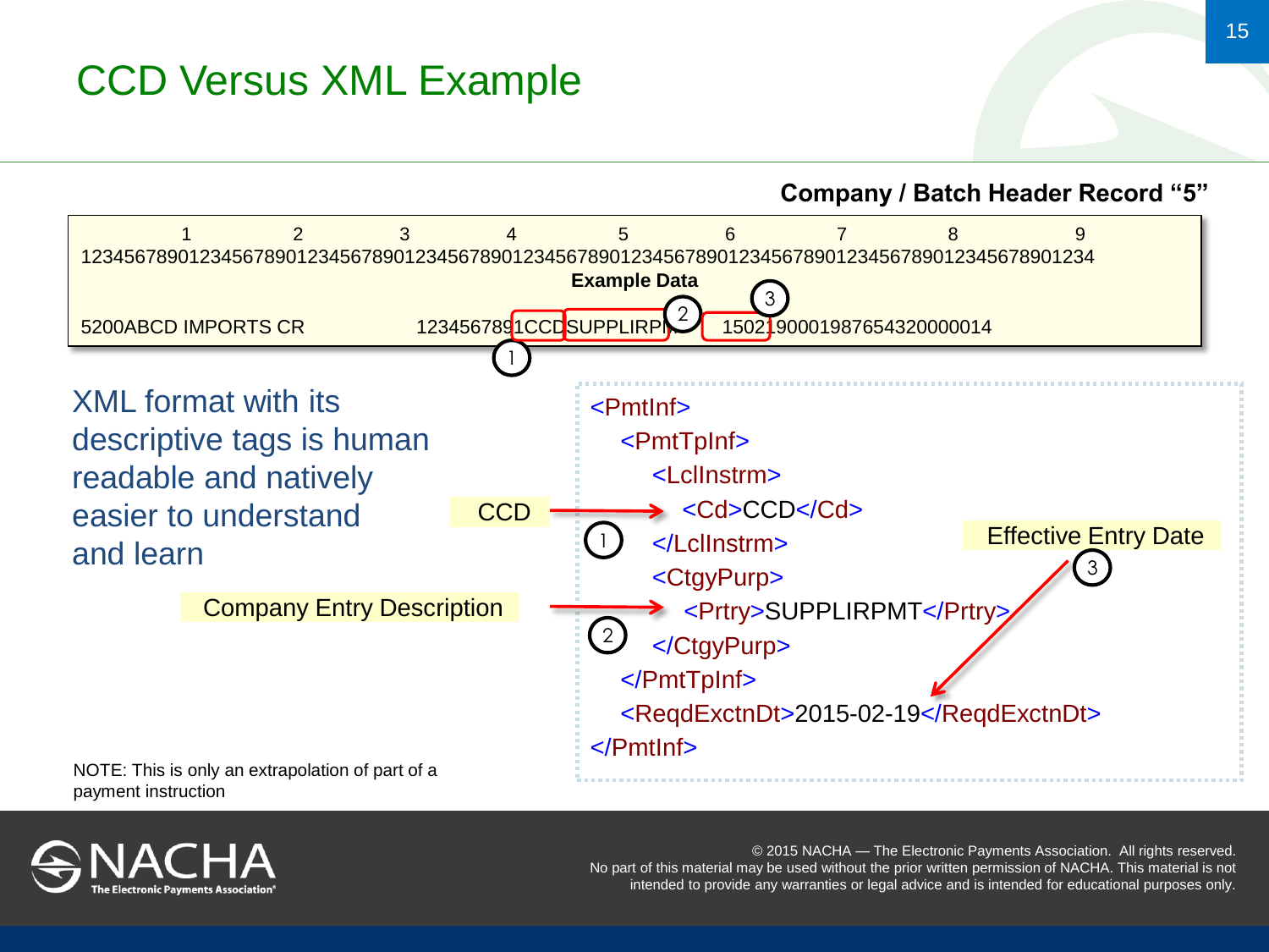# CCD Versus XML Example

**Company / Batch Header Record "5"**

```
          1         2         3         4         5         6         7         8         9
1234567890123456789012345678901234567890123456789012345678901234567890123456789012345678901234
                                   Example Data
5200ABCD IMPORTS CR                           1234567891CCDSUPPLIRPMT      150219000198765432000014
```

(1) CCD (2) SUPPLIRPMT (3) 150219

XML format with its descriptive tags is human readable and natively easier to understand and learn

```xml
<PmtInf>
   <PmtTpInf>
      <LclInstrm>
         <Cd>CCD</Cd>
      </LclInstrm>
      <CtgyPurp>
         <Prtry>SUPPLIRPMT</Prtry>
      </CtgyPurp>
   </PmtTpInf>
   <ReqdExctnDt>2015-02-19</ReqdExctnDt>
</PmtInf>
```

- (1) CCD → `<Cd>CCD</Cd>`
- (2) Company Entry Description → `<Prtry>SUPPLIRPMT</Prtry>`
- (3) Effective Entry Date → `<ReqdExctnDt>2015-02-19</ReqdExctnDt>`

NOTE: This is only an extrapolation of part of a payment instruction

© 2015 NACHA — The Electronic Payments Association. All rights reserved. No part of this material may be used without the prior written permission of NACHA. This material is not intended to provide any warranties or legal advice and is intended for educational purposes only.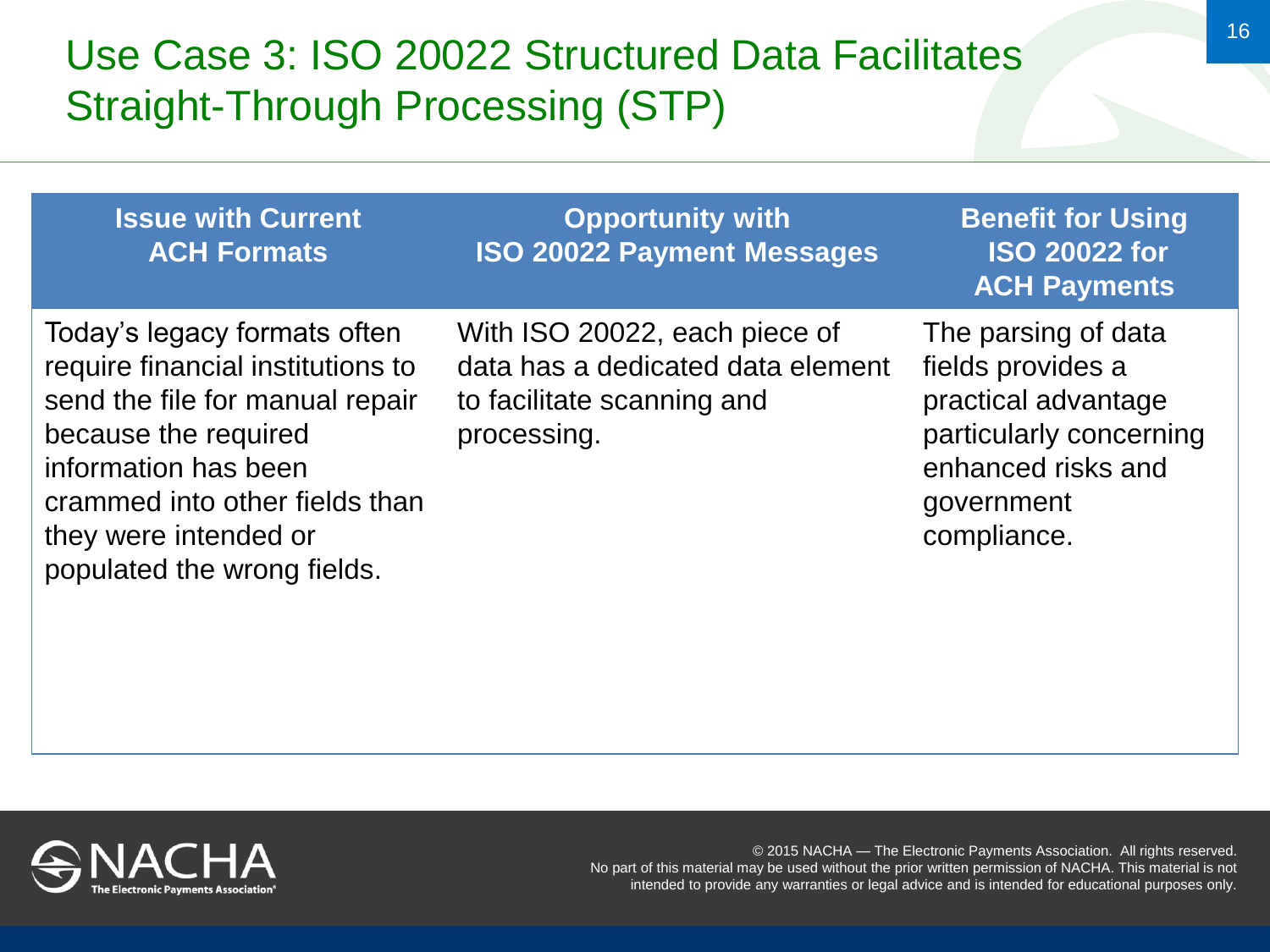# Use Case 3: ISO 20022 Structured Data Facilitates Straight-Through Processing (STP)

| Issue with Current ACH Formats | Opportunity with ISO 20022 Payment Messages | Benefit for Using ISO 20022 for ACH Payments |
| --- | --- | --- |
| Today's legacy formats often require financial institutions to send the file for manual repair because the required information has been crammed into other fields than they were intended or populated the wrong fields. | With ISO 20022, each piece of data has a dedicated data element to facilitate scanning and processing. | The parsing of data fields provides a practical advantage particularly concerning enhanced risks and government compliance. |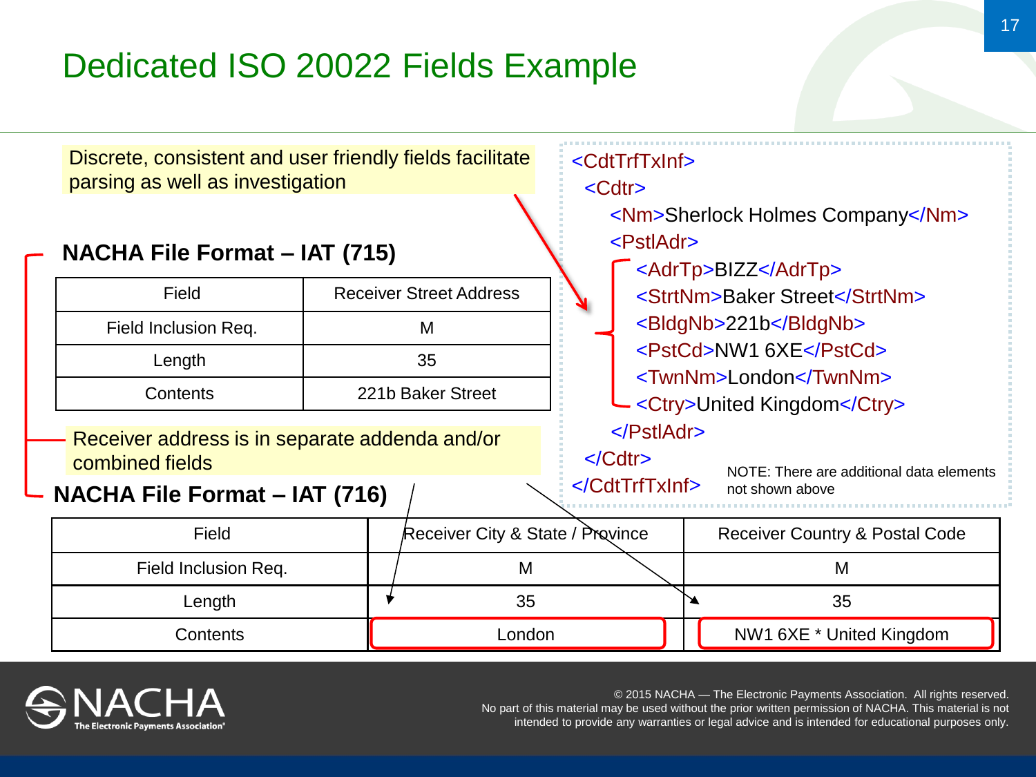# Dedicated ISO 20022 Fields Example

Discrete, consistent and user friendly fields facilitate parsing as well as investigation

### NACHA File Format – IAT (715)

| Field | Receiver Street Address |
|---|---|
| Field Inclusion Req. | M |
| Length | 35 |
| Contents | 221b Baker Street |

Receiver address is in separate addenda and/or combined fields

### NACHA File Format – IAT (716)

| Field | Receiver City & State / Province | Receiver Country & Postal Code |
|---|---|---|
| Field Inclusion Req. | M | M |
| Length | 35 | 35 |
| Contents | London | NW1 6XE * United Kingdom |

```
<CdtTrfTxInf>
  <Cdtr>
    <Nm>Sherlock Holmes Company</Nm>
    <PstlAdr>
      <AdrTp>BIZZ</AdrTp>
      <StrtNm>Baker Street</StrtNm>
      <BldgNb>221b</BldgNb>
      <PstCd>NW1 6XE</PstCd>
      <TwnNm>London</TwnNm>
      <Ctry>United Kingdom</Ctry>
    </PstlAdr>
  </Cdtr>
</CdtTrfTxInf>
```

NOTE: There are additional data elements not shown above

© 2015 NACHA — The Electronic Payments Association. All rights reserved. No part of this material may be used without the prior written permission of NACHA. This material is not intended to provide any warranties or legal advice and is intended for educational purposes only.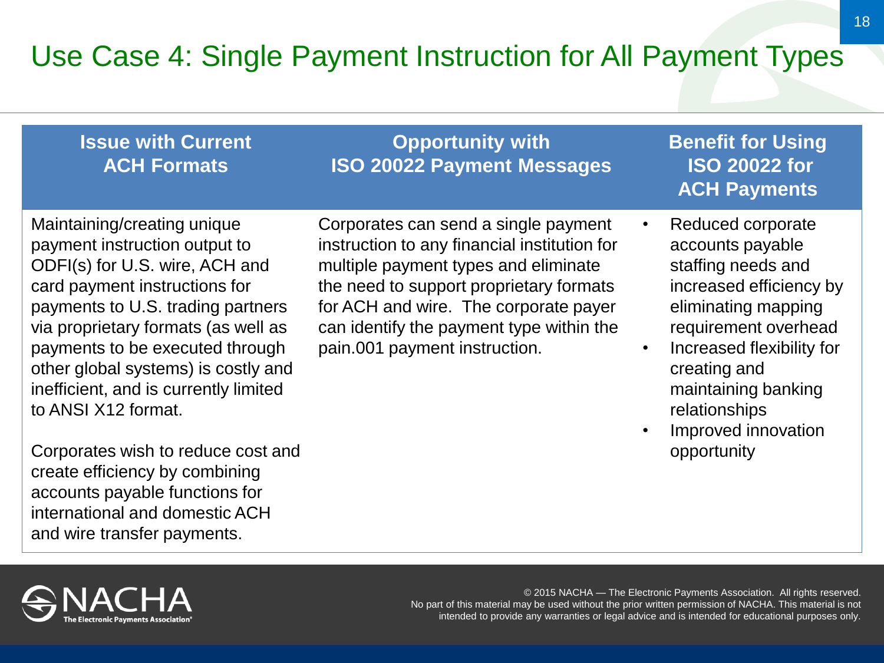# Use Case 4: Single Payment Instruction for All Payment Types

| Issue with Current ACH Formats | Opportunity with ISO 20022 Payment Messages | Benefit for Using ISO 20022 for ACH Payments |
| --- | --- | --- |
| Maintaining/creating unique payment instruction output to ODFI(s) for U.S. wire, ACH and card payment instructions for payments to U.S. trading partners via proprietary formats (as well as payments to be executed through other global systems) is costly and inefficient, and is currently limited to ANSI X12 format.<br><br>Corporates wish to reduce cost and create efficiency by combining accounts payable functions for international and domestic ACH and wire transfer payments. | Corporates can send a single payment instruction to any financial institution for multiple payment types and eliminate the need to support proprietary formats for ACH and wire. The corporate payer can identify the payment type within the pain.001 payment instruction. | • Reduced corporate accounts payable staffing needs and increased efficiency by eliminating mapping requirement overhead<br>• Increased flexibility for creating and maintaining banking relationships<br>• Improved innovation opportunity |

© 2015 NACHA — The Electronic Payments Association. All rights reserved. No part of this material may be used without the prior written permission of NACHA. This material is not intended to provide any warranties or legal advice and is intended for educational purposes only.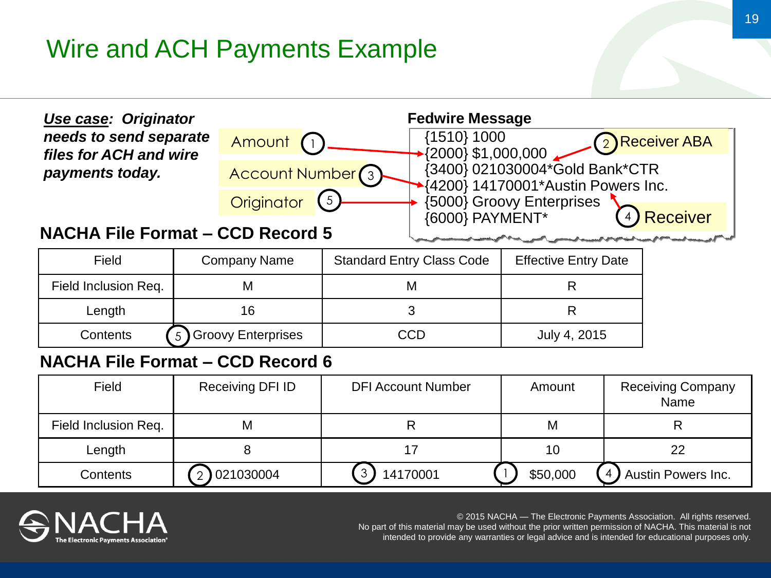# Wire and ACH Payments Example

***Use case*: Originator needs to send separate files for ACH and wire payments today.**

Amount (1)

Account Number (3)

Originator (5)

**Fedwire Message**

{1510} 1000
{2000} $1,000,000
{3400} 021030004*Gold Bank*CTR
{4200} 14170001*Austin Powers Inc.
{5000} Groovy Enterprises
{6000} PAYMENT*

(2) Receiver ABA

(4) Receiver

## NACHA File Format – CCD Record 5

| Field | Company Name | Standard Entry Class Code | Effective Entry Date |
|---|---|---|---|
| Field Inclusion Req. | M | M | R |
| Length | 16 | 3 | R |
| Contents | (5) Groovy Enterprises | CCD | July 4, 2015 |

## NACHA File Format – CCD Record 6

| Field | Receiving DFI ID | DFI Account Number | Amount | Receiving Company Name |
|---|---|---|---|---|
| Field Inclusion Req. | M | R | M | R |
| Length | 8 | 17 | 10 | 22 |
| Contents | (2) 021030004 | (3) 14170001 | (1) $50,000 | (4) Austin Powers Inc. |

© 2015 NACHA — The Electronic Payments Association. All rights reserved.
No part of this material may be used without the prior written permission of NACHA. This material is not intended to provide any warranties or legal advice and is intended for educational purposes only.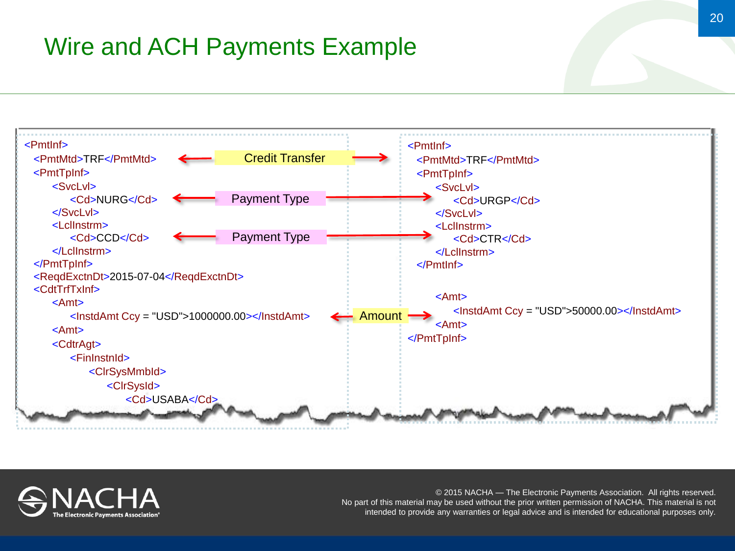# Wire and ACH Payments Example

```xml
<PmtInf>
  <PmtMtd>TRF</PmtMtd>
  <PmtTpInf>
    <SvcLvl>
      <Cd>NURG</Cd>
    </SvcLvl>
    <LclInstrm>
      <Cd>CCD</Cd>
    </LclInstrm>
  </PmtTpInf>
  <ReqdExctnDt>2015-07-04</ReqdExctnDt>
  <CdtTrfTxInf>
    <Amt>
      <InstdAmt Ccy = "USD">1000000.00></InstdAmt>
    <Amt>
    <CdtrAgt>
      <FinInstnId>
        <ClrSysMmbId>
          <ClrSysId>
            <Cd>USABA</Cd>
```

Credit Transfer

Payment Type

Payment Type

Amount

```xml
<PmtInf>
  <PmtMtd>TRF</PmtMtd>
  <PmtTpInf>
    <SvcLvl>
      <Cd>URGP</Cd>
    </SvcLvl>
    <LclInstrm>
      <Cd>CTR</Cd>
    </LclInstrm>
  </PmtInf>

    <Amt>
      <InstdAmt Ccy = "USD">50000.00></InstdAmt>
    <Amt>
</PmtTpInf>
```

© 2015 NACHA — The Electronic Payments Association. All rights reserved.
No part of this material may be used without the prior written permission of NACHA. This material is not intended to provide any warranties or legal advice and is intended for educational purposes only.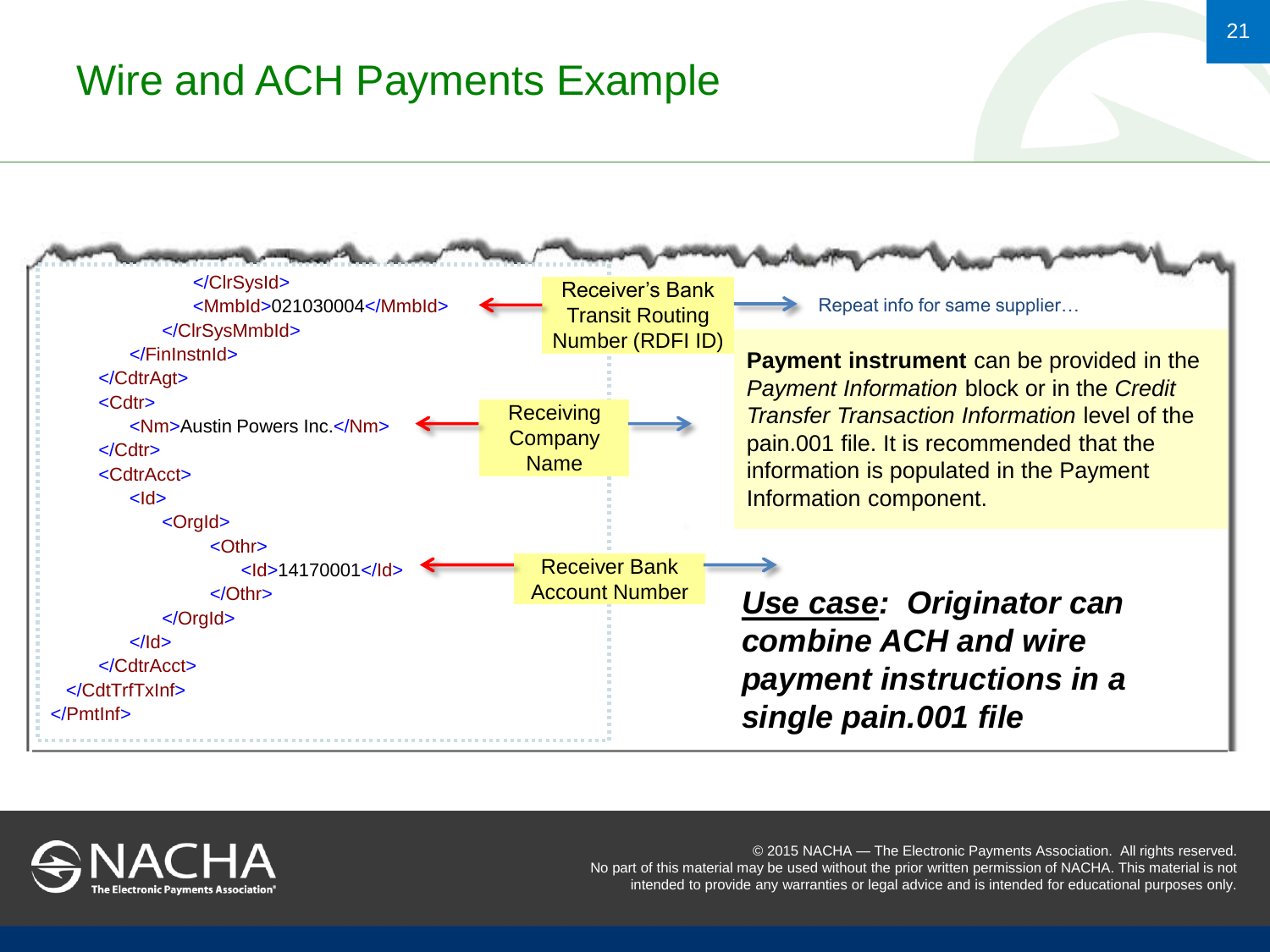# Wire and ACH Payments Example

```
            </ClrSysId>
            <MmbId>021030004</MmbId>
        </ClrSysMmbId>
    </FinInstnId>
</CdtrAgt>
<Cdtr>
    <Nm>Austin Powers Inc.</Nm>
</Cdtr>
<CdtrAcct>
    <Id>
        <OrgId>
            <Othr>
                <Id>14170001</Id>
            </Othr>
        </OrgId>
    </Id>
</CdtrAcct>
</CdtTrfTxInf>
</PmtInf>
```

Receiver's Bank Transit Routing Number (RDFI ID) → Repeat info for same supplier…

Receiving Company Name

Receiver Bank Account Number

**Payment instrument** can be provided in the *Payment Information* block or in the *Credit Transfer Transaction Information* level of the pain.001 file. It is recommended that the information is populated in the Payment Information component.

***Use case*: Originator can combine ACH and wire payment instructions in a single pain.001 file**

© 2015 NACHA — The Electronic Payments Association. All rights reserved.
No part of this material may be used without the prior written permission of NACHA. This material is not intended to provide any warranties or legal advice and is intended for educational purposes only.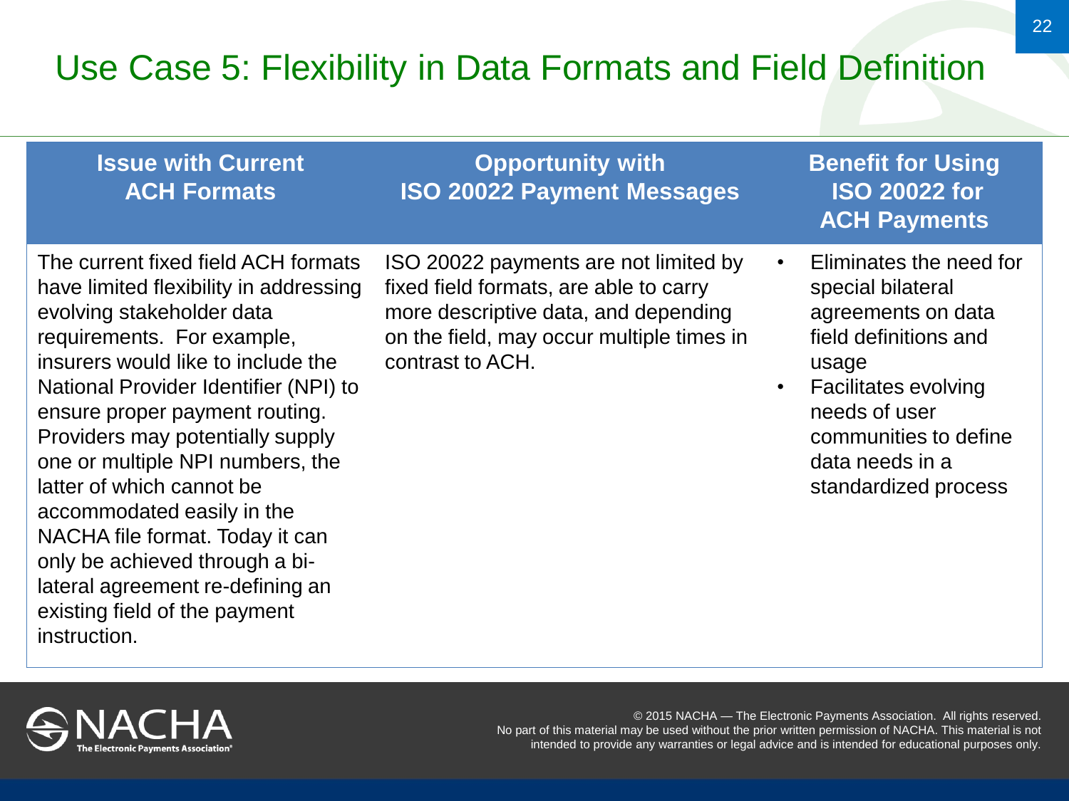# Use Case 5: Flexibility in Data Formats and Field Definition

| Issue with Current ACH Formats | Opportunity with ISO 20022 Payment Messages | Benefit for Using ISO 20022 for ACH Payments |
|---|---|---|
| The current fixed field ACH formats have limited flexibility in addressing evolving stakeholder data requirements. For example, insurers would like to include the National Provider Identifier (NPI) to ensure proper payment routing. Providers may potentially supply one or multiple NPI numbers, the latter of which cannot be accommodated easily in the NACHA file format. Today it can only be achieved through a bi-lateral agreement re-defining an existing field of the payment instruction. | ISO 20022 payments are not limited by fixed field formats, are able to carry more descriptive data, and depending on the field, may occur multiple times in contrast to ACH. | • Eliminates the need for special bilateral agreements on data field definitions and usage<br>• Facilitates evolving needs of user communities to define data needs in a standardized process |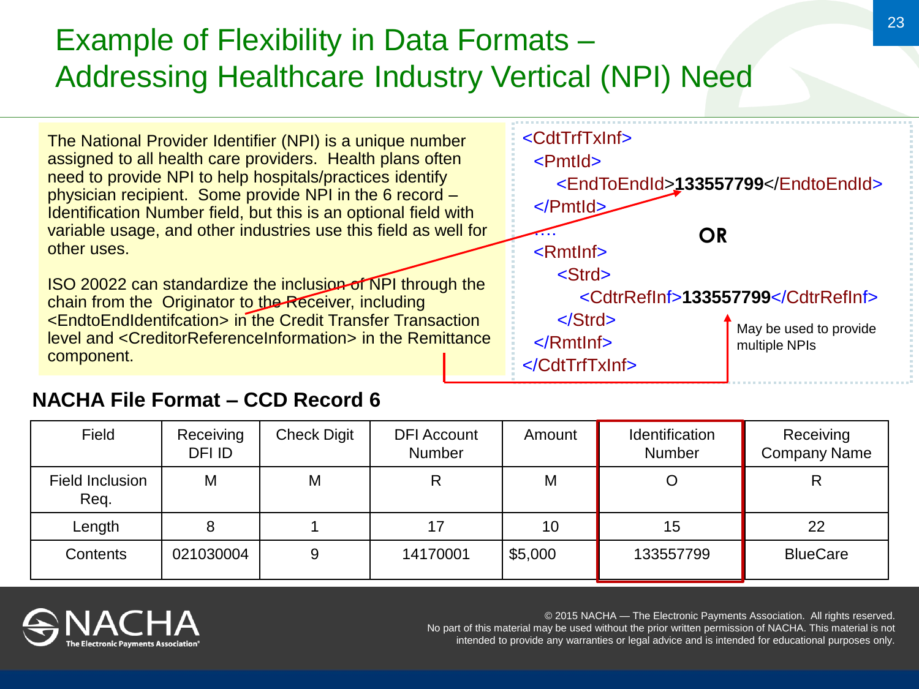# Example of Flexibility in Data Formats – Addressing Healthcare Industry Vertical (NPI) Need

The National Provider Identifier (NPI) is a unique number assigned to all health care providers. Health plans often need to provide NPI to help hospitals/practices identify physician recipient. Some provide NPI in the 6 record – Identification Number field, but this is an optional field with variable usage, and other industries use this field as well for other uses.

ISO 20022 can standardize the inclusion of NPI through the chain from the Originator to the Receiver, including <EndtoEndIdentifcation> in the Credit Transfer Transaction level and <CreditorReferenceInformation> in the Remittance component.

```
<CdtTrfTxInf>
  <PmtId>
     <EndToEndId>133557799</EndtoEndId>
  </PmtId>
  ….                                  OR
  <RmtInf>
     <Strd>
        <CdtrRefInf>133557799</CdtrRefInf>
     </Strd>
  </RmtInf>
</CdtTrfTxInf>
```

May be used to provide multiple NPIs

## NACHA File Format – CCD Record 6

| Field | Receiving DFI ID | Check Digit | DFI Account Number | Amount | Identification Number | Receiving Company Name |
|---|---|---|---|---|---|---|
| Field Inclusion Req. | M | M | R | M | O | R |
| Length | 8 | 1 | 17 | 10 | 15 | 22 |
| Contents | 021030004 | 9 | 14170001 | $5,000 | 133557799 | BlueCare |

© 2015 NACHA — The Electronic Payments Association. All rights reserved. No part of this material may be used without the prior written permission of NACHA. This material is not intended to provide any warranties or legal advice and is intended for educational purposes only.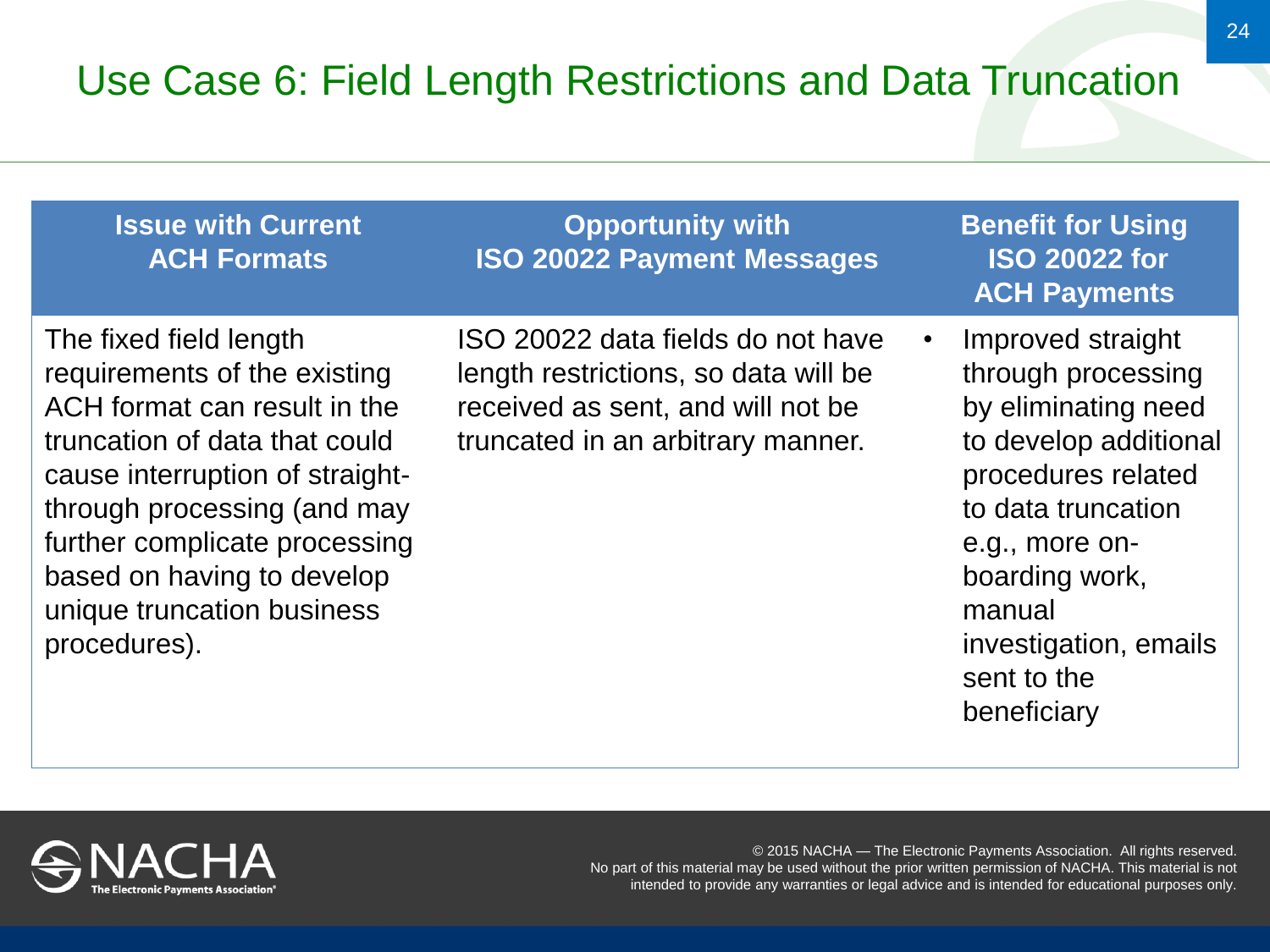# Use Case 6: Field Length Restrictions and Data Truncation

| Issue with Current ACH Formats | Opportunity with ISO 20022 Payment Messages | Benefit for Using ISO 20022 for ACH Payments |
|---|---|---|
| The fixed field length requirements of the existing ACH format can result in the truncation of data that could cause interruption of straight-through processing (and may further complicate processing based on having to develop unique truncation business procedures). | ISO 20022 data fields do not have length restrictions, so data will be received as sent, and will not be truncated in an arbitrary manner. | • Improved straight through processing by eliminating need to develop additional procedures related to data truncation e.g., more on-boarding work, manual investigation, emails sent to the beneficiary |

© 2015 NACHA — The Electronic Payments Association. All rights reserved.
No part of this material may be used without the prior written permission of NACHA. This material is not intended to provide any warranties or legal advice and is intended for educational purposes only.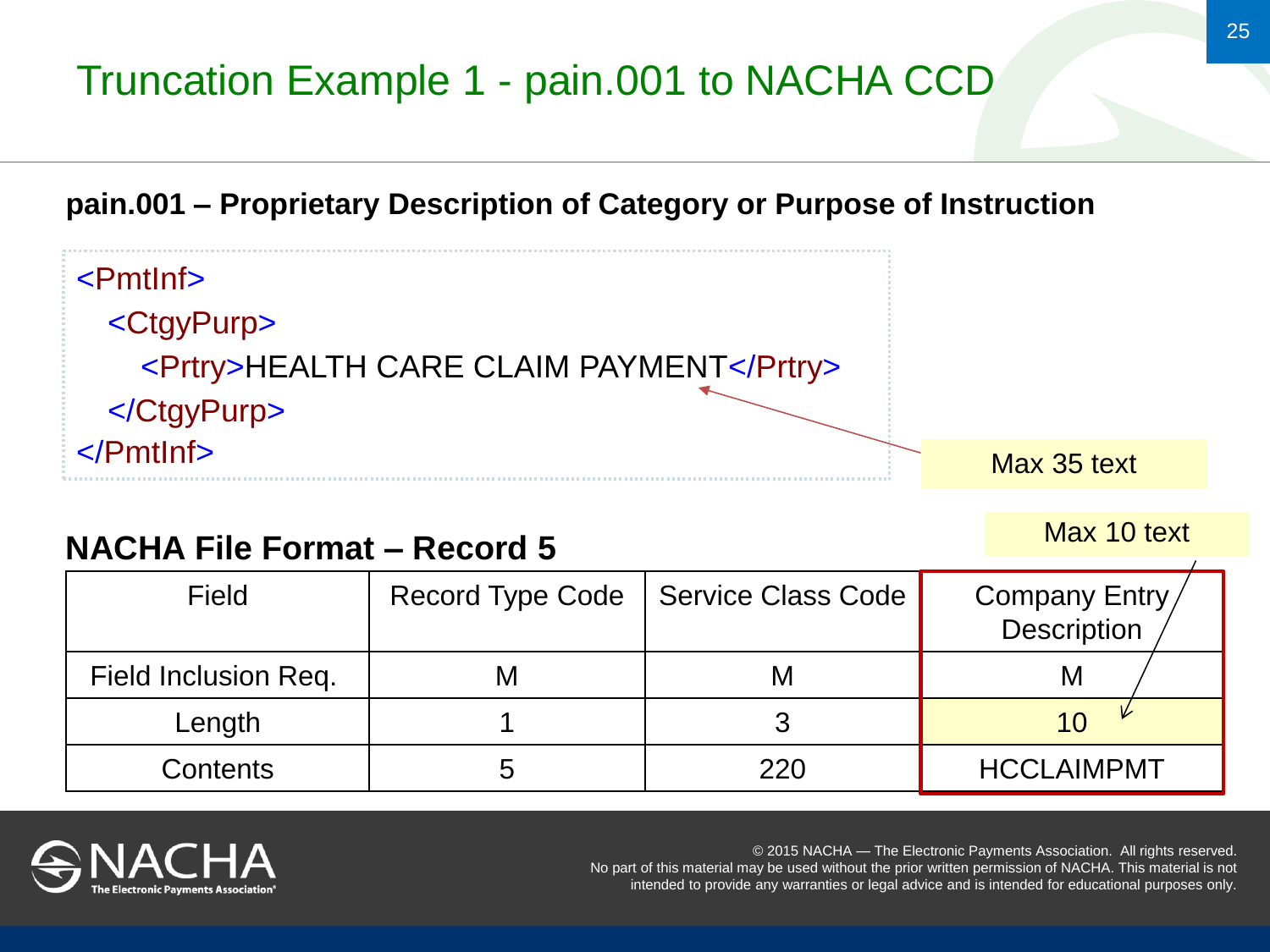# Truncation Example 1 - pain.001 to NACHA CCD

**pain.001 – Proprietary Description of Category or Purpose of Instruction**

```
<PmtInf>
   <CtgyPurp>
      <Prtry>HEALTH CARE CLAIM PAYMENT</Prtry>
   </CtgyPurp>
</PmtInf>
```

Max 35 text

## NACHA File Format – Record 5

Max 10 text

| Field | Record Type Code | Service Class Code | Company Entry Description |
|---|---|---|---|
| Field Inclusion Req. | M | M | M |
| Length | 1 | 3 | 10 |
| Contents | 5 | 220 | HCCLAIMPMT |

© 2015 NACHA — The Electronic Payments Association. All rights reserved. No part of this material may be used without the prior written permission of NACHA. This material is not intended to provide any warranties or legal advice and is intended for educational purposes only.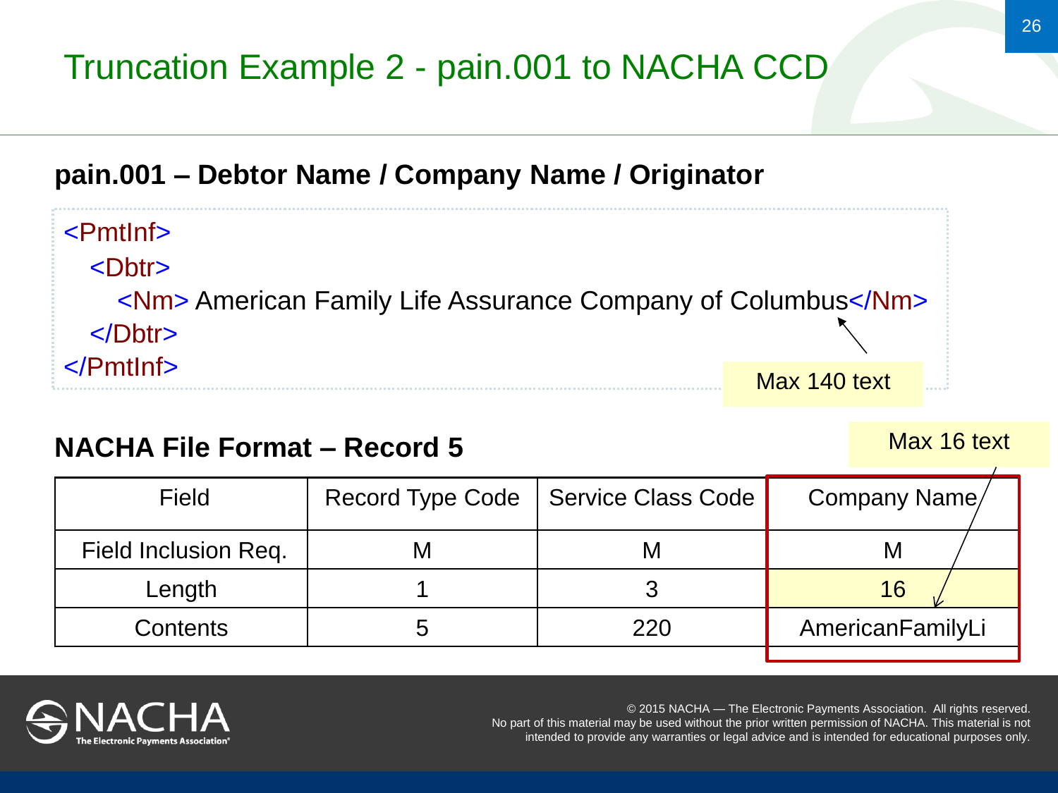# Truncation Example 2 - pain.001 to NACHA CCD

## pain.001 – Debtor Name / Company Name / Originator

```
<PmtInf>
   <Dbtr>
      <Nm> American Family Life Assurance Company of Columbus</Nm>
   </Dbtr>
</PmtInf>
```

Max 140 text

## NACHA File Format – Record 5

Max 16 text

| Field | Record Type Code | Service Class Code | Company Name |
|---|---|---|---|
| Field Inclusion Req. | M | M | M |
| Length | 1 | 3 | 16 |
| Contents | 5 | 220 | AmericanFamilyLi |

© 2015 NACHA — The Electronic Payments Association. All rights reserved.
No part of this material may be used without the prior written permission of NACHA. This material is not intended to provide any warranties or legal advice and is intended for educational purposes only.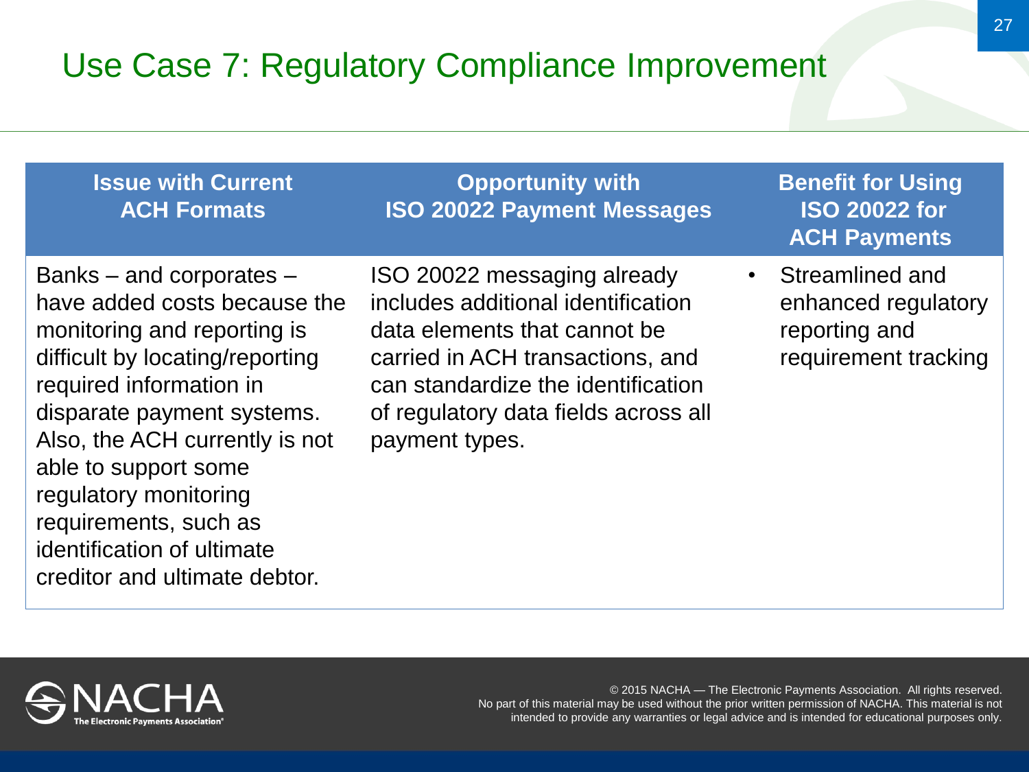# Use Case 7: Regulatory Compliance Improvement

| Issue with Current ACH Formats | Opportunity with ISO 20022 Payment Messages | Benefit for Using ISO 20022 for ACH Payments |
|---|---|---|
| Banks – and corporates – have added costs because the monitoring and reporting is difficult by locating/reporting required information in disparate payment systems. Also, the ACH currently is not able to support some regulatory monitoring requirements, such as identification of ultimate creditor and ultimate debtor. | ISO 20022 messaging already includes additional identification data elements that cannot be carried in ACH transactions, and can standardize the identification of regulatory data fields across all payment types. | • Streamlined and enhanced regulatory reporting and requirement tracking |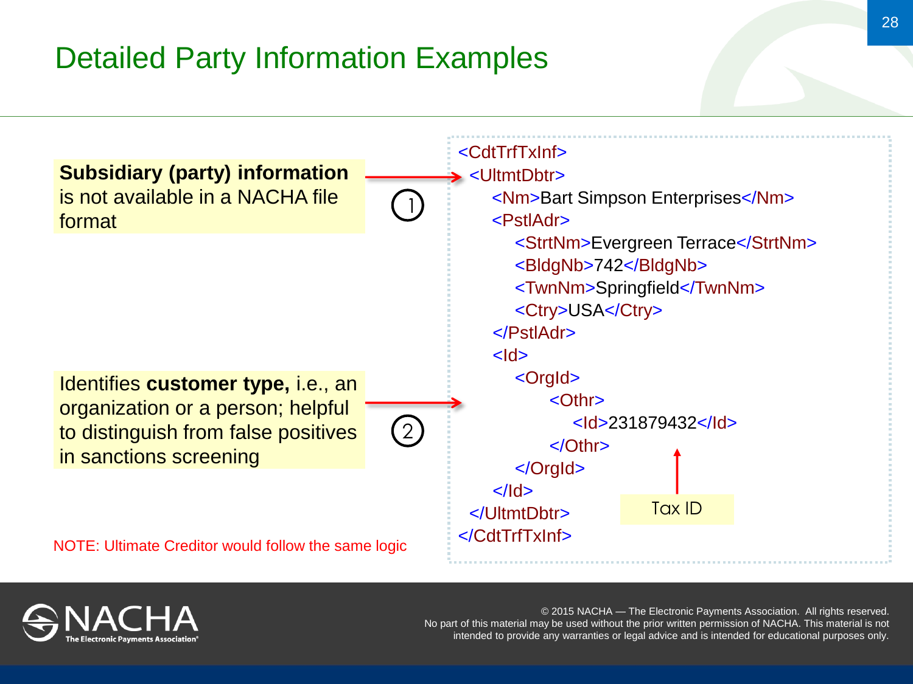# Detailed Party Information Examples

**Subsidiary (party) information** is not available in a NACHA file format ①

Identifies **customer type,** i.e., an organization or a person; helpful to distinguish from false positives in sanctions screening ②

NOTE: Ultimate Creditor would follow the same logic

```
<CdtTrfTxInf>
 <UltmtDbtr>
   <Nm>Bart Simpson Enterprises</Nm>
   <PstlAdr>
     <StrtNm>Evergreen Terrace</StrtNm>
     <BldgNb>742</BldgNb>
     <TwnNm>Springfield</TwnNm>
     <Ctry>USA</Ctry>
   </PstlAdr>
   <Id>
     <OrgId>
        <Othr>
          <Id>231879432</Id>
        </Othr>
     </OrgId>
   </Id>
 </UltmtDbtr>
</CdtTrfTxInf>
```

Tax ID

© 2015 NACHA — The Electronic Payments Association. All rights reserved.
No part of this material may be used without the prior written permission of NACHA. This material is not intended to provide any warranties or legal advice and is intended for educational purposes only.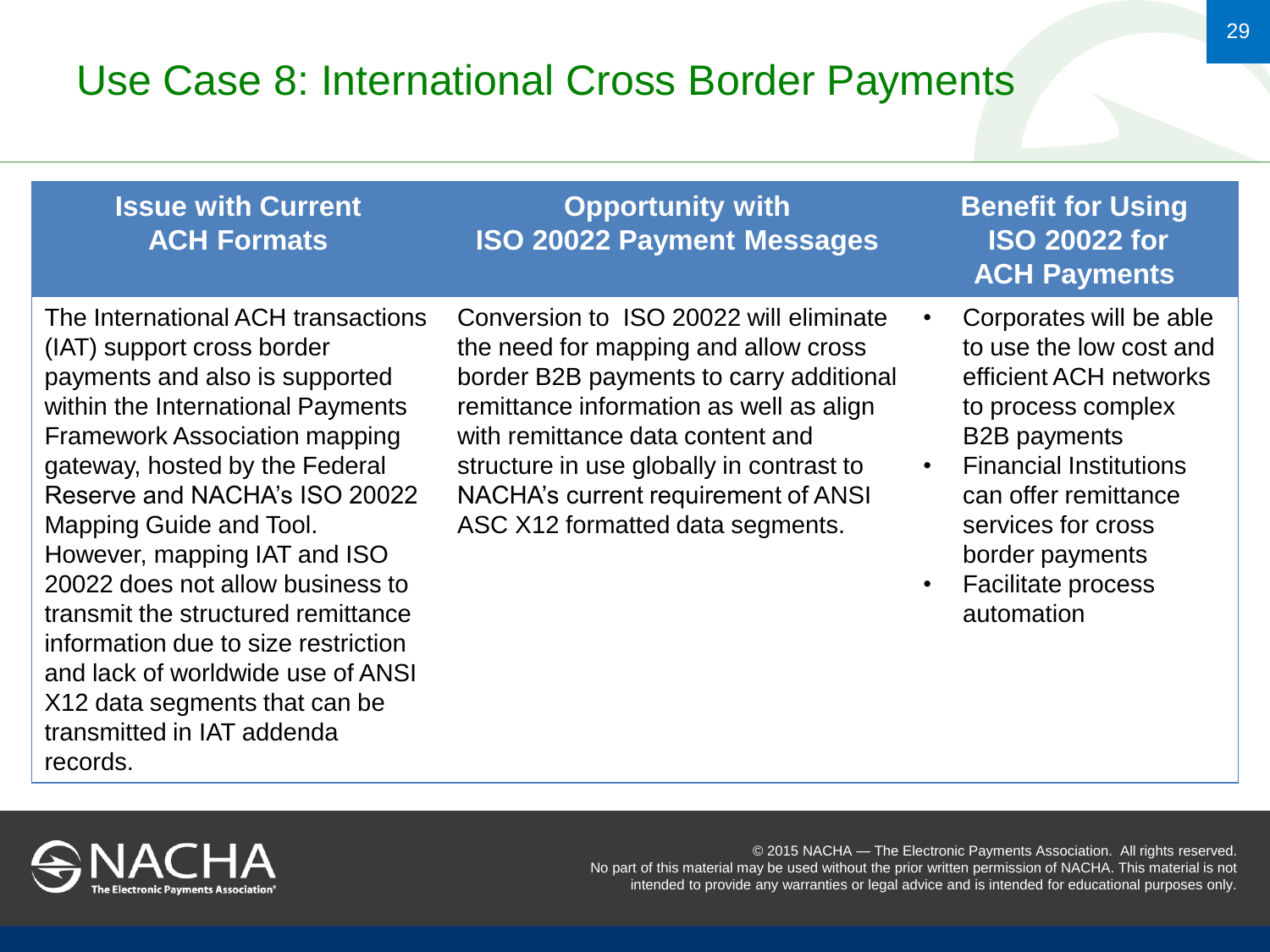# Use Case 8: International Cross Border Payments

| Issue with Current ACH Formats | Opportunity with ISO 20022 Payment Messages | Benefit for Using ISO 20022 for ACH Payments |
| --- | --- | --- |
| The International ACH transactions (IAT) support cross border payments and also is supported within the International Payments Framework Association mapping gateway, hosted by the Federal Reserve and NACHA's ISO 20022 Mapping Guide and Tool. However, mapping IAT and ISO 20022 does not allow business to transmit the structured remittance information due to size restriction and lack of worldwide use of ANSI X12 data segments that can be transmitted in IAT addenda records. | Conversion to ISO 20022 will eliminate the need for mapping and allow cross border B2B payments to carry additional remittance information as well as align with remittance data content and structure in use globally in contrast to NACHA's current requirement of ANSI ASC X12 formatted data segments. | • Corporates will be able to use the low cost and efficient ACH networks to process complex B2B payments<br>• Financial Institutions can offer remittance services for cross border payments<br>• Facilitate process automation |

© 2015 NACHA — The Electronic Payments Association. All rights reserved. No part of this material may be used without the prior written permission of NACHA. This material is not intended to provide any warranties or legal advice and is intended for educational purposes only.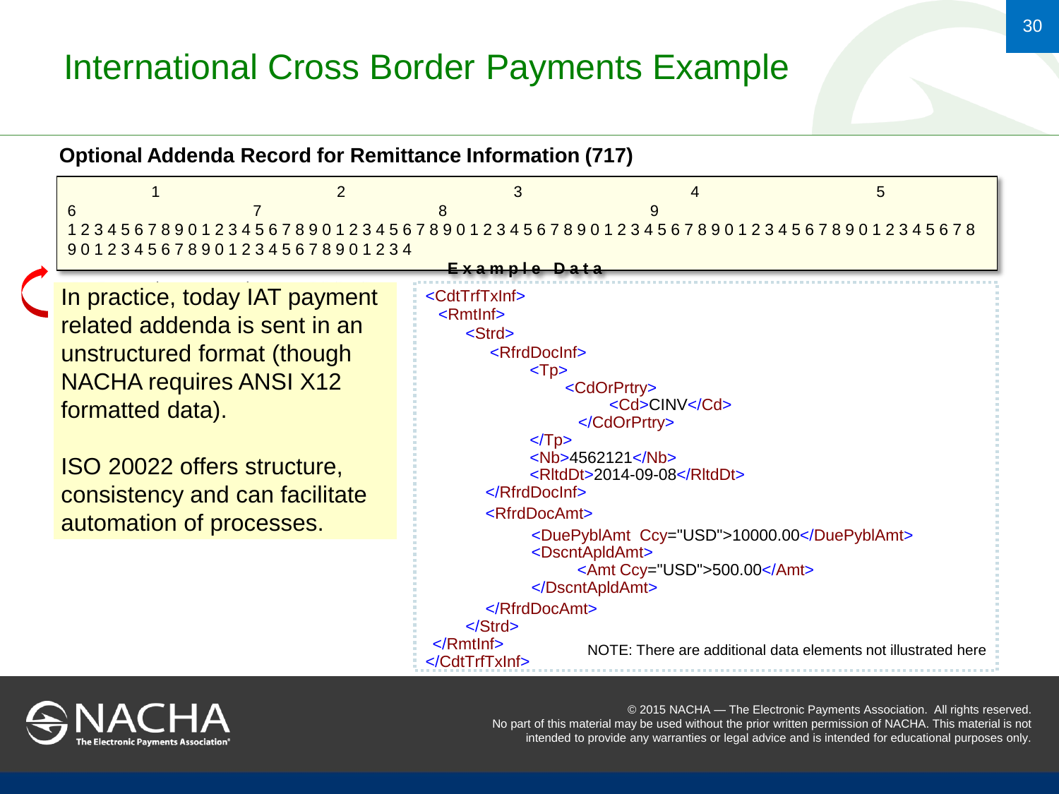# International Cross Border Payments Example

**Optional Addenda Record for Remittance Information (717)**

```
         1                   2                   3                   4                   5                   6                   7                   8                   9
1234567890123456789012345678901234567890123456789012345678901234567890123456789012345678901234
```

**Example Data**

In practice, today IAT payment related addenda is sent in an unstructured format (though NACHA requires ANSI X12 formatted data).

ISO 20022 offers structure, consistency and can facilitate automation of processes.

```
<CdtTrfTxInf>
  <RmtInf>
    <Strd>
      <RfrdDocInf>
        <Tp>
          <CdOrPrtry>
            <Cd>CINV</Cd>
          </CdOrPrtry>
        </Tp>
        <Nb>4562121</Nb>
        <RltdDt>2014-09-08</RltdDt>
      </RfrdDocInf>
      <RfrdDocAmt>
        <DuePyblAmt  Ccy="USD">10000.00</DuePyblAmt>
        <DscntApldAmt>
          <Amt Ccy="USD">500.00</Amt>
        </DscntApldAmt>
      </RfrdDocAmt>
    </Strd>
  </RmtInf>
</CdtTrfTxInf>
```

NOTE: There are additional data elements not illustrated here

© 2015 NACHA — The Electronic Payments Association. All rights reserved. No part of this material may be used without the prior written permission of NACHA. This material is not intended to provide any warranties or legal advice and is intended for educational purposes only.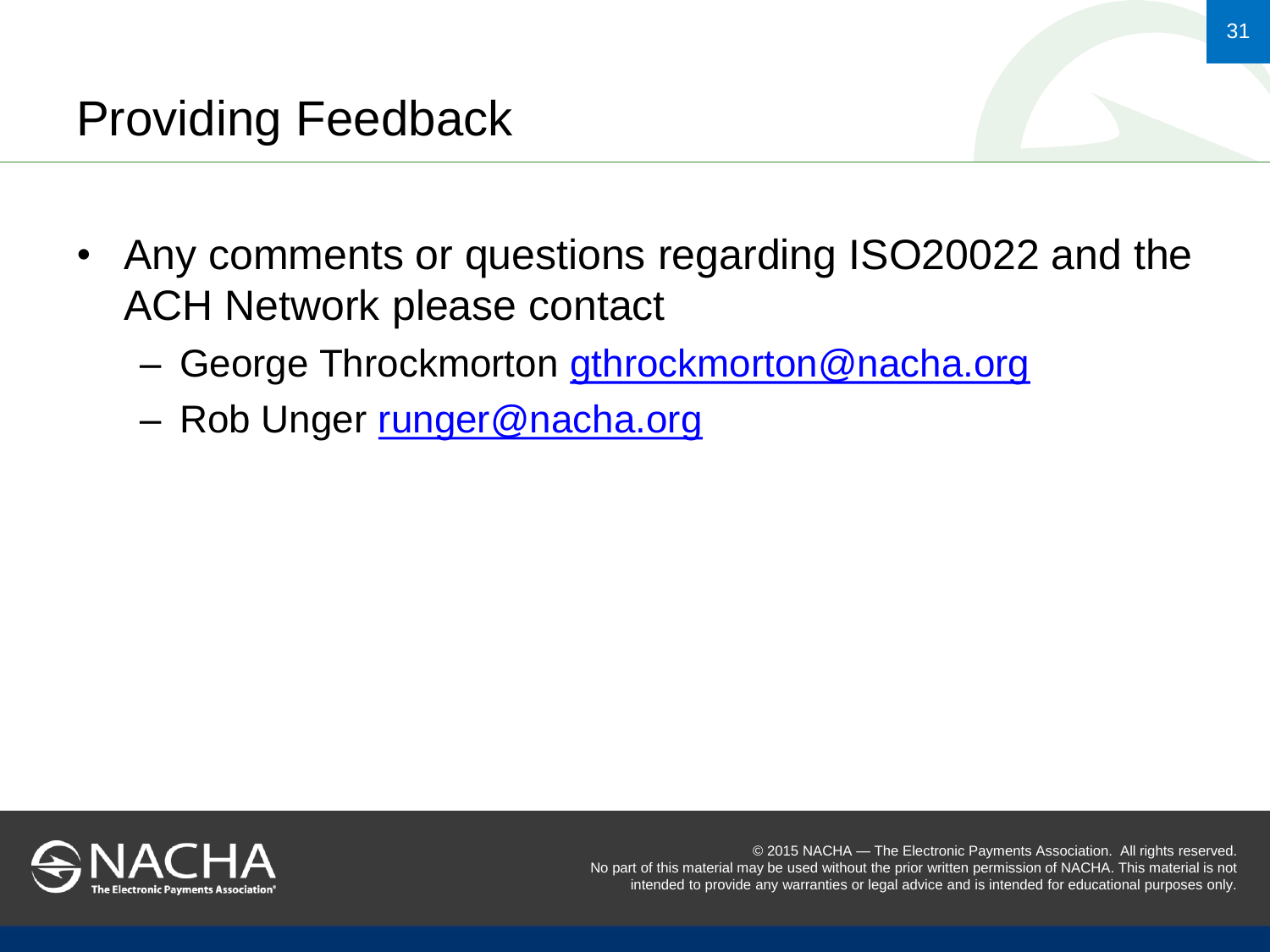# Providing Feedback

- Any comments or questions regarding ISO20022 and the ACH Network please contact
  - George Throckmorton gthrockmorton@nacha.org
  - Rob Unger runger@nacha.org

© 2015 NACHA — The Electronic Payments Association. All rights reserved.
No part of this material may be used without the prior written permission of NACHA. This material is not intended to provide any warranties or legal advice and is intended for educational purposes only.